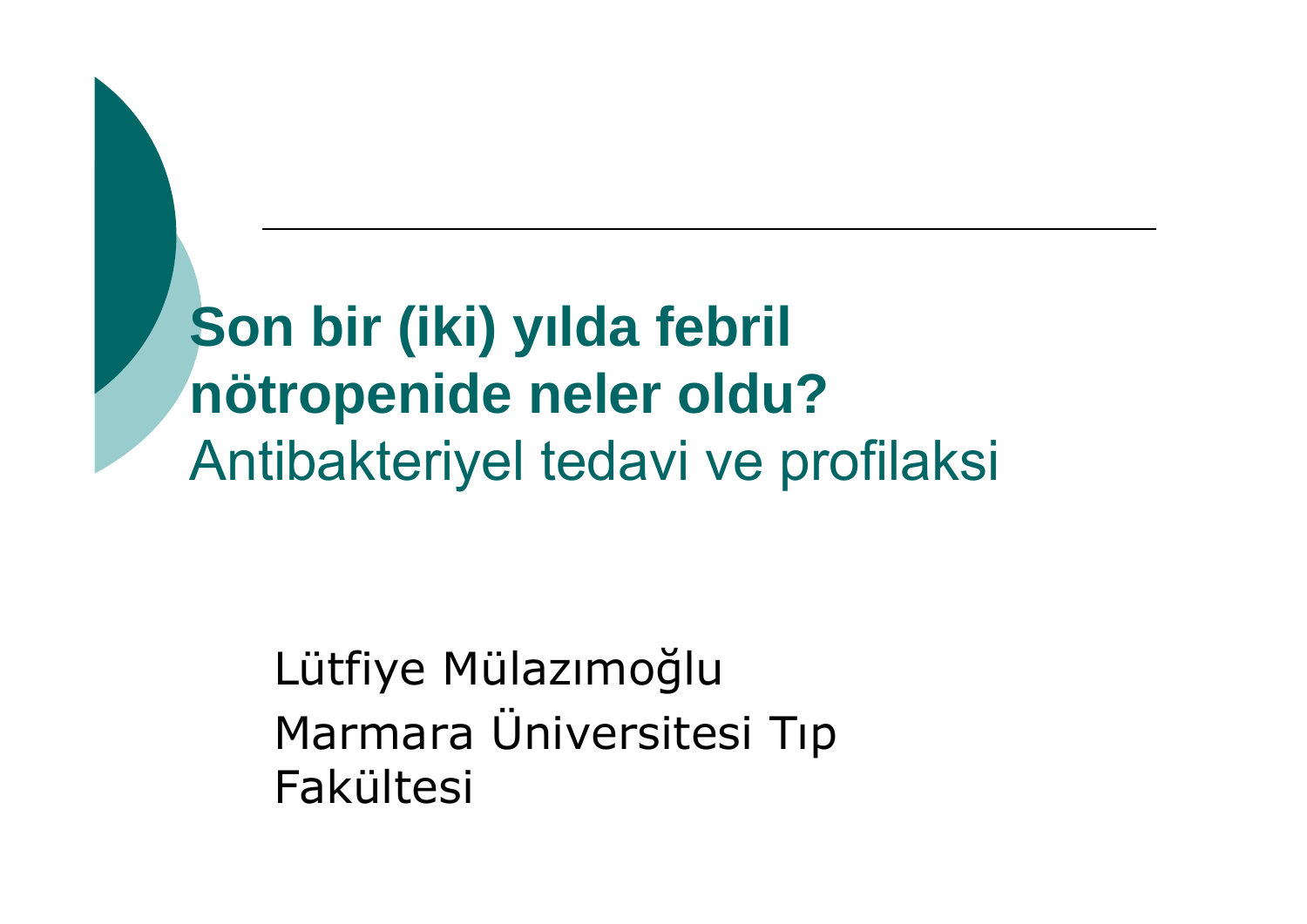# Son bir (iki) yılda febril nötropenide neler oldu?

## Antibakteriyel tedavi ve profilaksi

Lütfiye Mülazımoğlu

Marmara Üniversitesi Tıp Fakültesi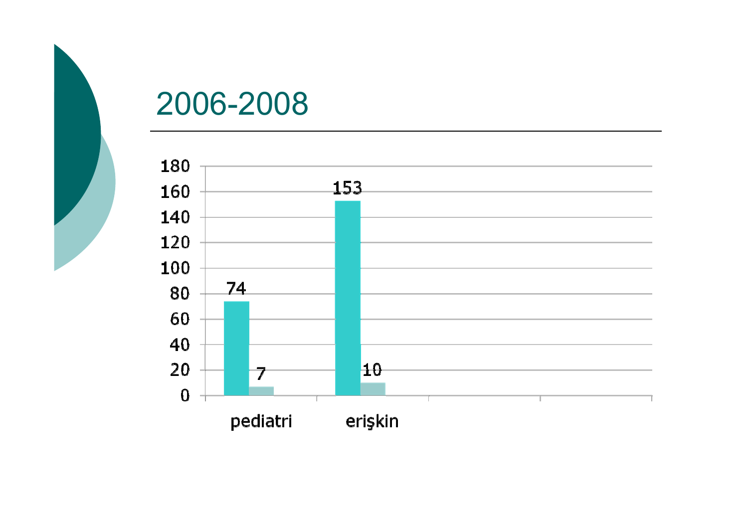# 2006-2008

| | Series 1 | Series 2 |
|---|---|---|
| pediatri | 74 | 7 |
| erişkin | 153 | 10 |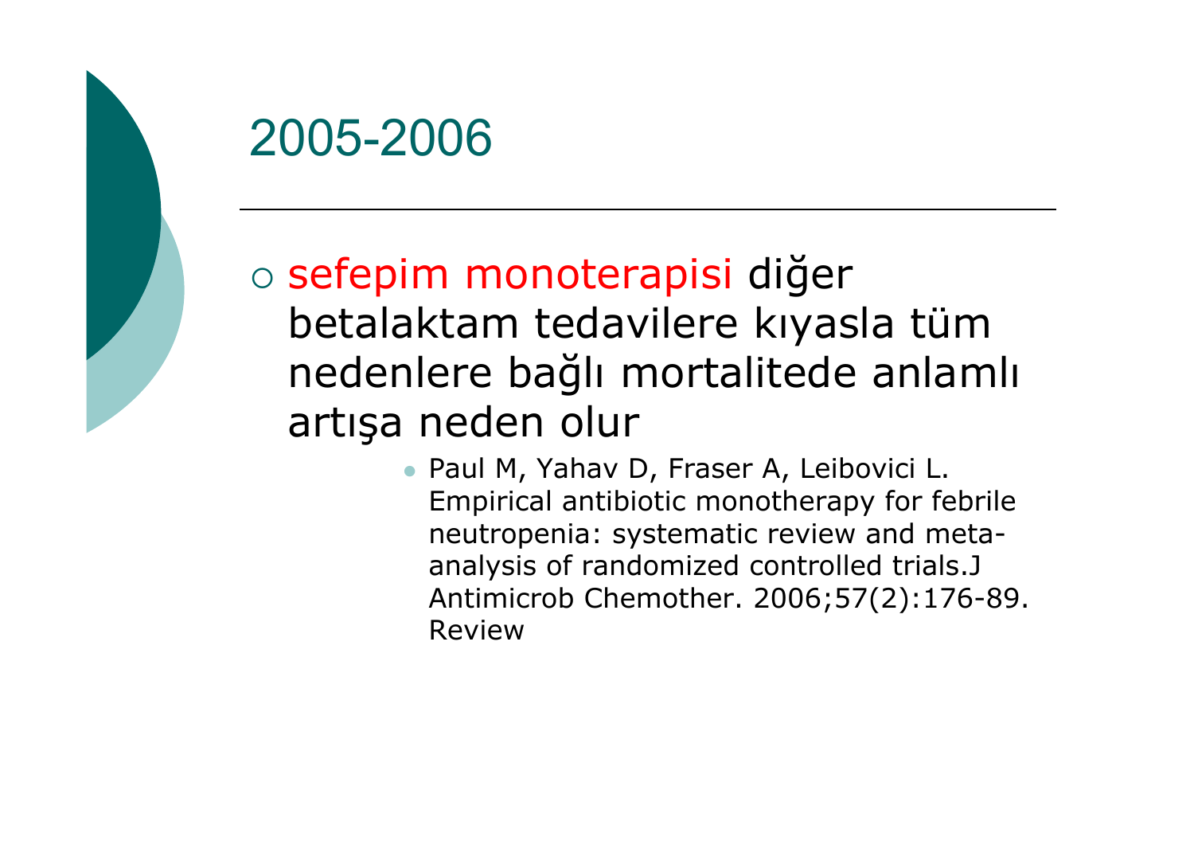# 2005-2006

- sefepim monoterapisi diğer betalaktam tedavilere kıyasla tüm nedenlere bağlı mortalitede anlamlı artışa neden olur
  - Paul M, Yahav D, Fraser A, Leibovici L. Empirical antibiotic monotherapy for febrile neutropenia: systematic review and meta-analysis of randomized controlled trials.J Antimicrob Chemother. 2006;57(2):176-89. Review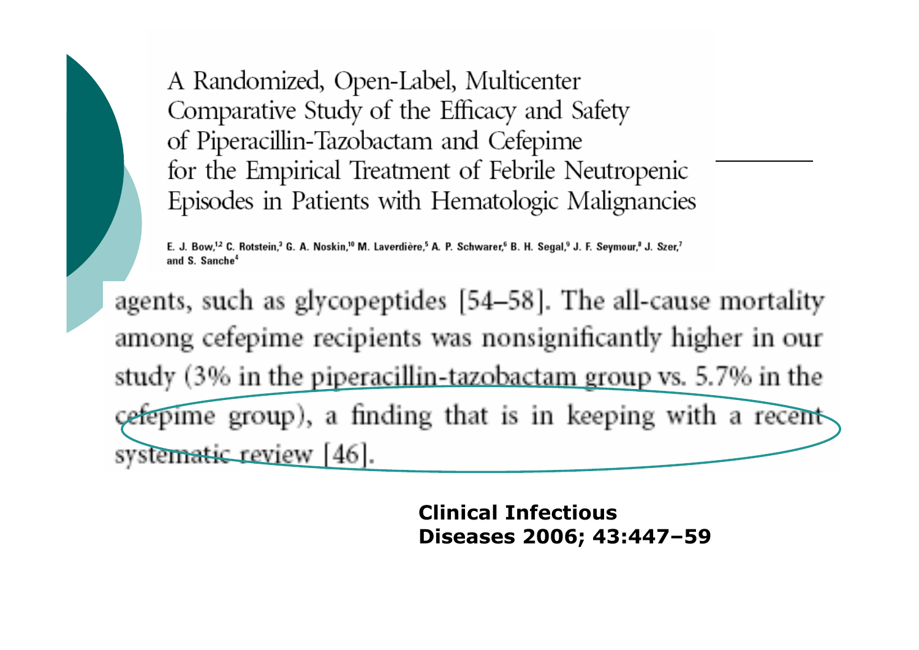A Randomized, Open-Label, Multicenter Comparative Study of the Efficacy and Safety of Piperacillin-Tazobactam and Cefepime for the Empirical Treatment of Febrile Neutropenic Episodes in Patients with Hematologic Malignancies

E. J. Bow,[1,2] C. Rotstein,[3] G. A. Noskin,[10] M. Laverdière,[5] A. P. Schwarer,[6] B. H. Segal,[9] J. F. Seymour,[8] J. Szer,[7] and S. Sanche[4]

agents, such as glycopeptides [54–58]. The all-cause mortality among cefepime recipients was nonsignificantly higher in our study (3% in the piperacillin-tazobactam group vs. 5.7% in the cefepime group), a finding that is in keeping with a recent systematic review [46].

**Clinical Infectious Diseases 2006; 43:447–59**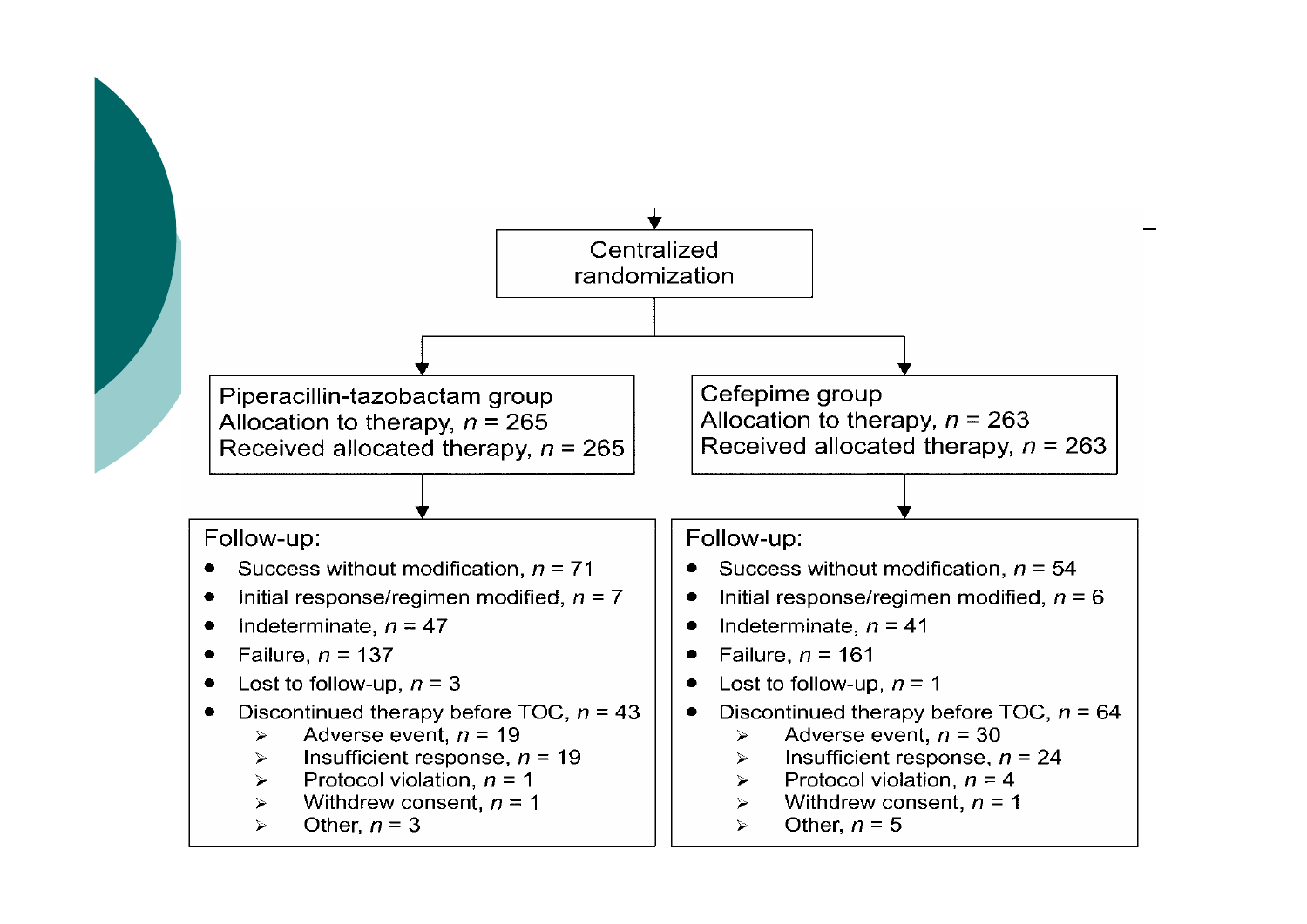Centralized randomization

**Piperacillin-tazobactam group**
Allocation to therapy, $n$ = 265
Received allocated therapy, $n$ = 265

Follow-up:

- Success without modification, $n$ = 71
- Initial response/regimen modified, $n$ = 7
- Indeterminate, $n$ = 47
- Failure, $n$ = 137
- Lost to follow-up, $n$ = 3
- Discontinued therapy before TOC, $n$ = 43
  - Adverse event, $n$ = 19
  - Insufficient response, $n$ = 19
  - Protocol violation, $n$ = 1
  - Withdrew consent, $n$ = 1
  - Other, $n$ = 3

**Cefepime group**
Allocation to therapy, $n$ = 263
Received allocated therapy, $n$ = 263

Follow-up:

- Success without modification, $n$ = 54
- Initial response/regimen modified, $n$ = 6
- Indeterminate, $n$ = 41
- Failure, $n$ = 161
- Lost to follow-up, $n$ = 1
- Discontinued therapy before TOC, $n$ = 64
  - Adverse event, $n$ = 30
  - Insufficient response, $n$ = 24
  - Protocol violation, $n$ = 4
  - Withdrew consent, $n$ = 1
  - Other, $n$ = 5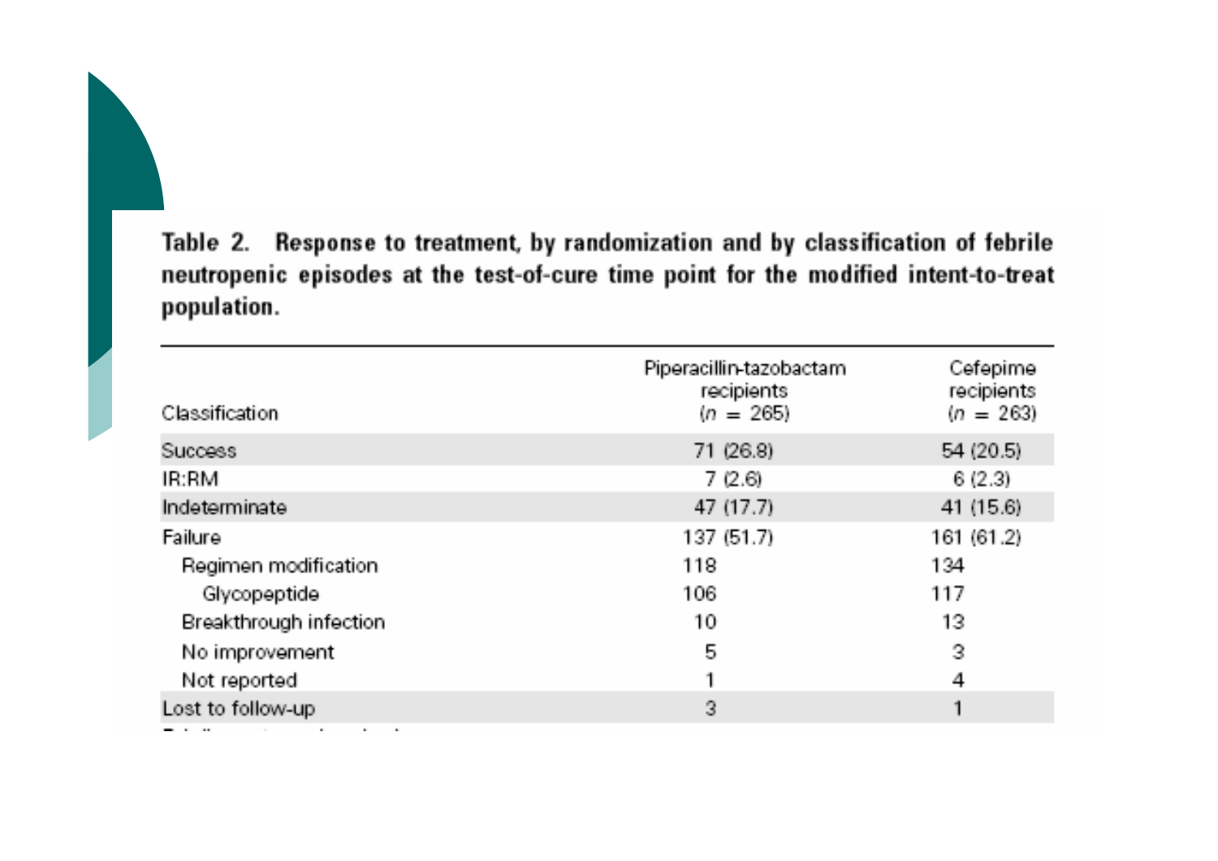**Table 2. Response to treatment, by randomization and by classification of febrile neutropenic episodes at the test-of-cure time point for the modified intent-to-treat population.**

| Classification | Piperacillin-tazobactam recipients ($n$ = 265) | Cefepime recipients ($n$ = 263) |
|---|---|---|
| Success | 71 (26.8) | 54 (20.5) |
| IR:RM | 7 (2.6) | 6 (2.3) |
| Indeterminate | 47 (17.7) | 41 (15.6) |
| Failure | 137 (51.7) | 161 (61.2) |
| Regimen modification | 118 | 134 |
| Glycopeptide | 106 | 117 |
| Breakthrough infection | 10 | 13 |
| No improvement | 5 | 3 |
| Not reported | 1 | 4 |
| Lost to follow-up | 3 | 1 |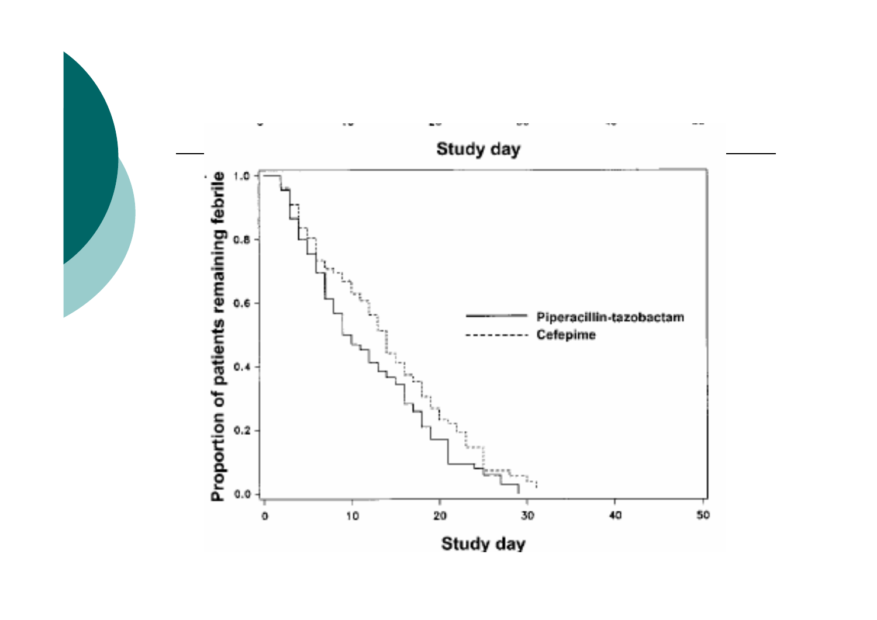Study day

Proportion of patients remaining febrile

Piperacillin-tazobactam

Cefepime

Study day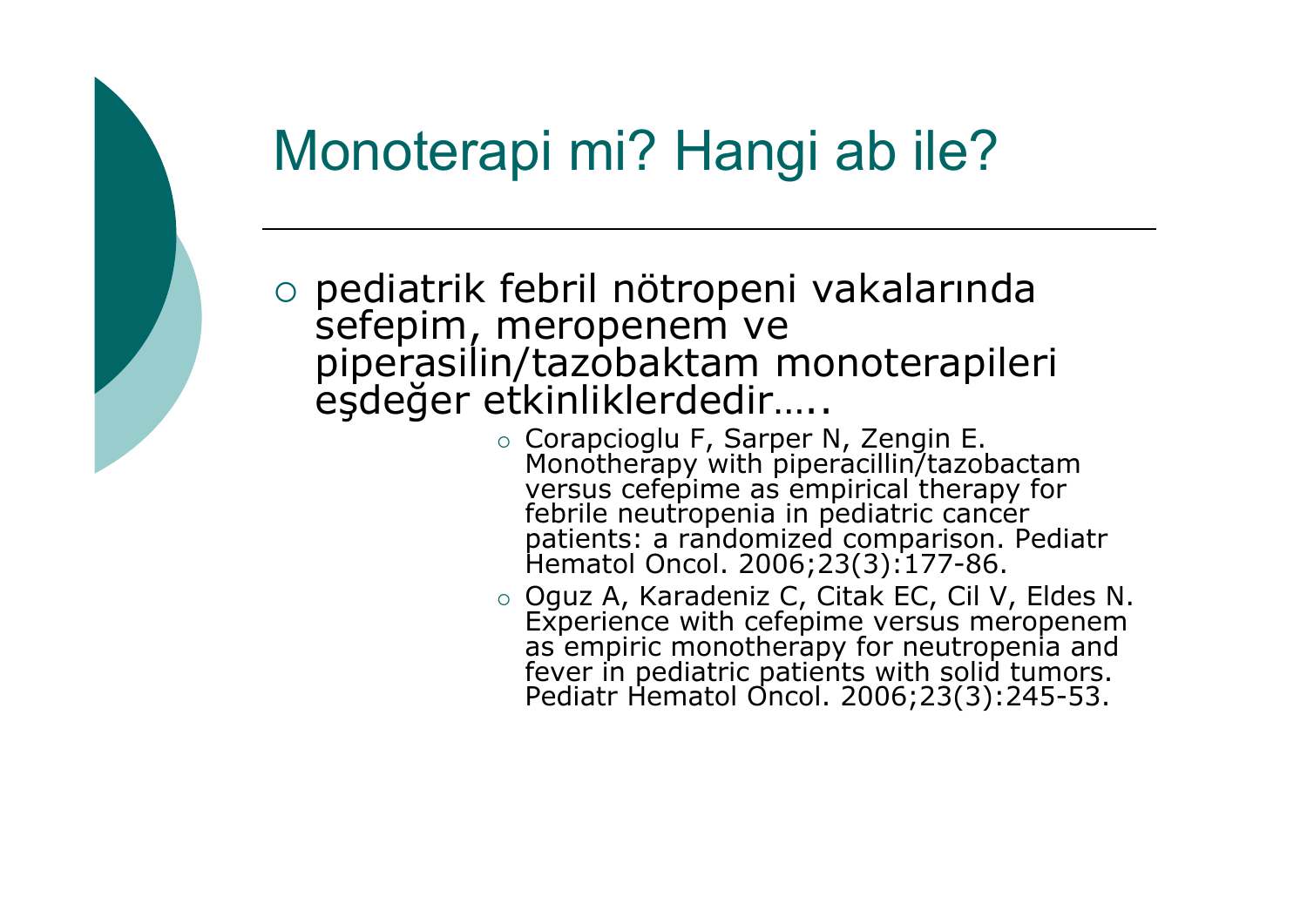# Monoterapi mi? Hangi ab ile?

- pediatrik febril nötropeni vakalarında sefepim, meropenem ve piperasilin/tazobaktam monoterapileri eşdeğer etkinliklerdedir…..
  - Corapcioglu F, Sarper N, Zengin E. Monotherapy with piperacillin/tazobactam versus cefepime as empirical therapy for febrile neutropenia in pediatric cancer patients: a randomized comparison. Pediatr Hematol Oncol. 2006;23(3):177-86.
  - Oguz A, Karadeniz C, Citak EC, Cil V, Eldes N. Experience with cefepime versus meropenem as empiric monotherapy for neutropenia and fever in pediatric patients with solid tumors. Pediatr Hematol Oncol. 2006;23(3):245-53.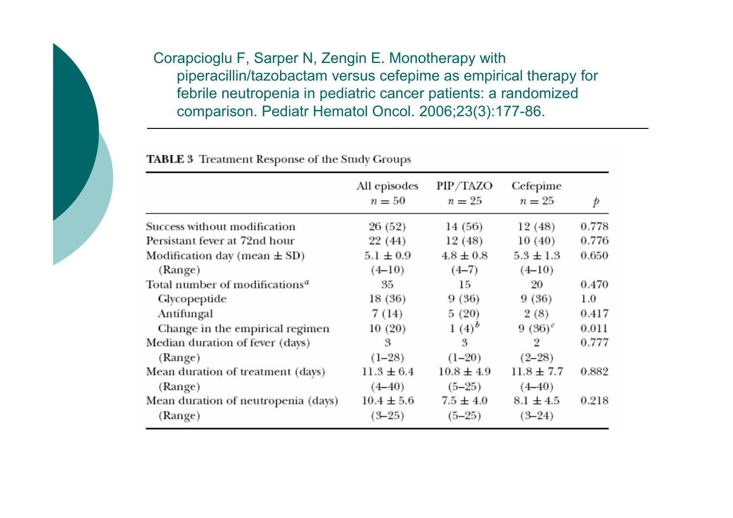Corapcioglu F, Sarper N, Zengin E. Monotherapy with piperacillin/tazobactam versus cefepime as empirical therapy for febrile neutropenia in pediatric cancer patients: a randomized comparison. Pediatr Hematol Oncol. 2006;23(3):177-86.

**TABLE 3** Treatment Response of the Study Groups

| | All episodes $n = 50$ | PIP/TAZO $n = 25$ | Cefepime $n = 25$ | $p$ |
|---|---|---|---|---|
| Success without modification | 26 (52) | 14 (56) | 12 (48) | 0.778 |
| Persistant fever at 72nd hour | 22 (44) | 12 (48) | 10 (40) | 0.776 |
| Modification day (mean ± SD) | 5.1 ± 0.9 | 4.8 ± 0.8 | 5.3 ± 1.3 | 0.650 |
| (Range) | (4–10) | (4–7) | (4–10) | |
| Total number of modifications[a] | 35 | 15 | 20 | 0.470 |
| Glycopeptide | 18 (36) | 9 (36) | 9 (36) | 1.0 |
| Antifungal | 7 (14) | 5 (20) | 2 (8) | 0.417 |
| Change in the empirical regimen | 10 (20) | 1 (4)[b] | 9 (36)[c] | 0.011 |
| Median duration of fever (days) | 3 | 3 | 2 | 0.777 |
| (Range) | (1–28) | (1–20) | (2–28) | |
| Mean duration of treatment (days) | 11.3 ± 6.4 | 10.8 ± 4.9 | 11.8 ± 7.7 | 0.882 |
| (Range) | (4–40) | (5–25) | (4–40) | |
| Mean duration of neutropenia (days) | 10.4 ± 5.6 | 7.5 ± 4.0 | 8.1 ± 4.5 | 0.218 |
| (Range) | (3–25) | (5–25) | (3–24) | |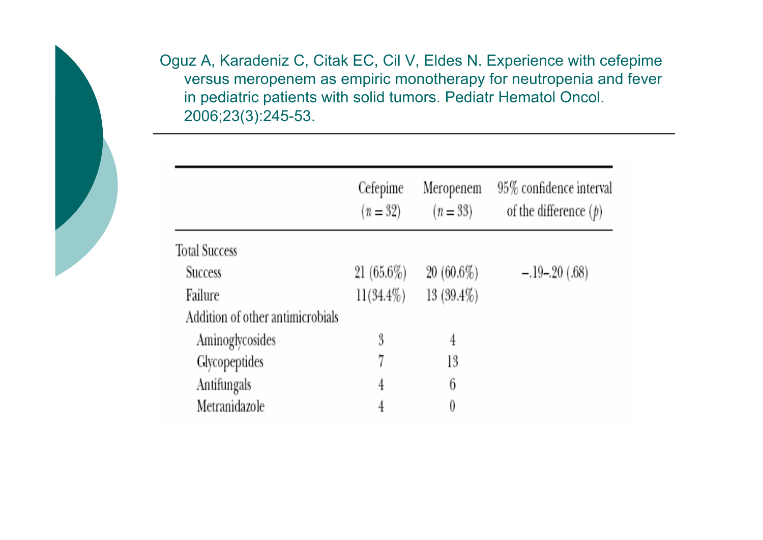Oguz A, Karadeniz C, Citak EC, Cil V, Eldes N. Experience with cefepime versus meropenem as empiric monotherapy for neutropenia and fever in pediatric patients with solid tumors. Pediatr Hematol Oncol. 2006;23(3):245-53.

| | Cefepime ($n = 32$) | Meropenem ($n = 33$) | 95% confidence interval of the difference ($p$) |
|---|---|---|---|
| Total Success | | | |
| Success | 21 (65.6%) | 20 (60.6%) | –.19–.20 (.68) |
| Failure | 11(34.4%) | 13 (39.4%) | |
| Addition of other antimicrobials | | | |
| Aminoglycosides | 3 | 4 | |
| Glycopeptides | 7 | 13 | |
| Antifungals | 4 | 6 | |
| Metranidazole | 4 | 0 | |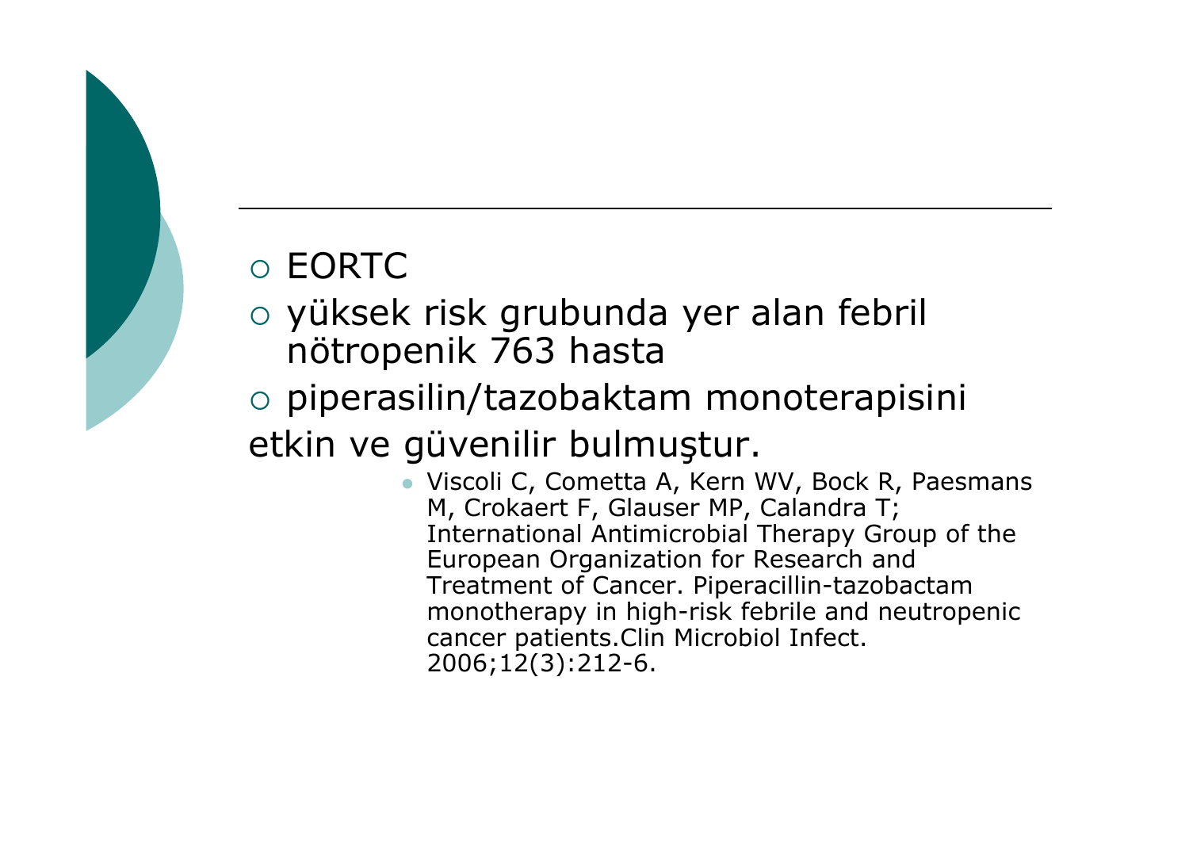- EORTC
- yüksek risk grubunda yer alan febril nötropenik 763 hasta
- piperasilin/tazobaktam monoterapisini

etkin ve güvenilir bulmuştur.

  - Viscoli C, Cometta A, Kern WV, Bock R, Paesmans M, Crokaert F, Glauser MP, Calandra T; International Antimicrobial Therapy Group of the European Organization for Research and Treatment of Cancer. Piperacillin-tazobactam monotherapy in high-risk febrile and neutropenic cancer patients.Clin Microbiol Infect. 2006;12(3):212-6.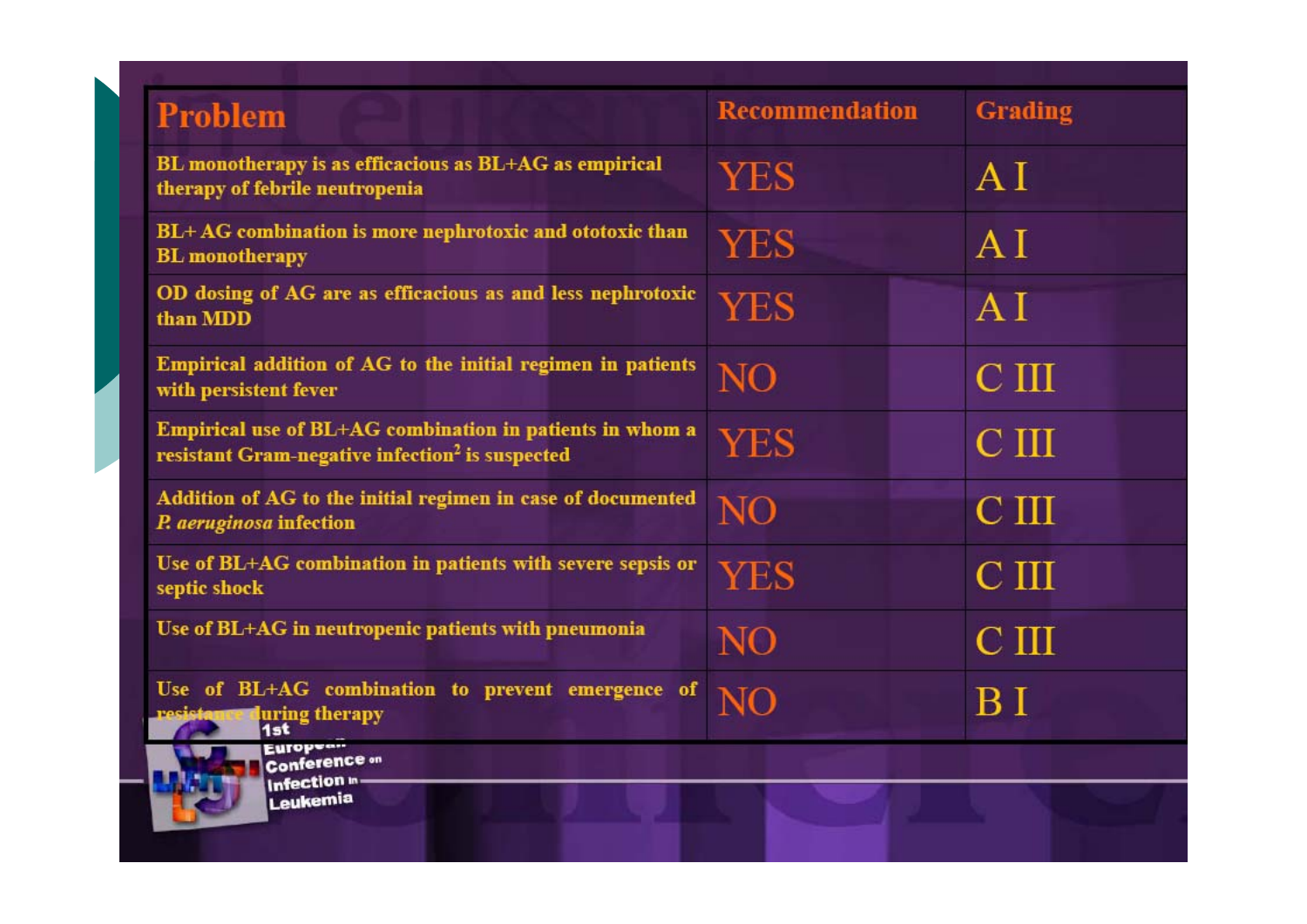| Problem | Recommendation | Grading |
|---|---|---|
| BL monotherapy is as efficacious as BL+AG as empirical therapy of febrile neutropenia | YES | A I |
| BL+ AG combination is more nephrotoxic and ototoxic than BL monotherapy | YES | A I |
| OD dosing of AG are as efficacious as and less nephrotoxic than MDD | YES | A I |
| Empirical addition of AG to the initial regimen in patients with persistent fever | NO | C III |
| Empirical use of BL+AG combination in patients in whom a resistant Gram-negative infection[2] is suspected | YES | C III |
| Addition of AG to the initial regimen in case of documented *P. aeruginosa* infection | NO | C III |
| Use of BL+AG combination in patients with severe sepsis or septic shock | YES | C III |
| Use of BL+AG in neutropenic patients with pneumonia | NO | C III |
| Use of BL+AG combination to prevent emergence of resistance during therapy | NO | B I |

1st European Conference on Infection in Leukemia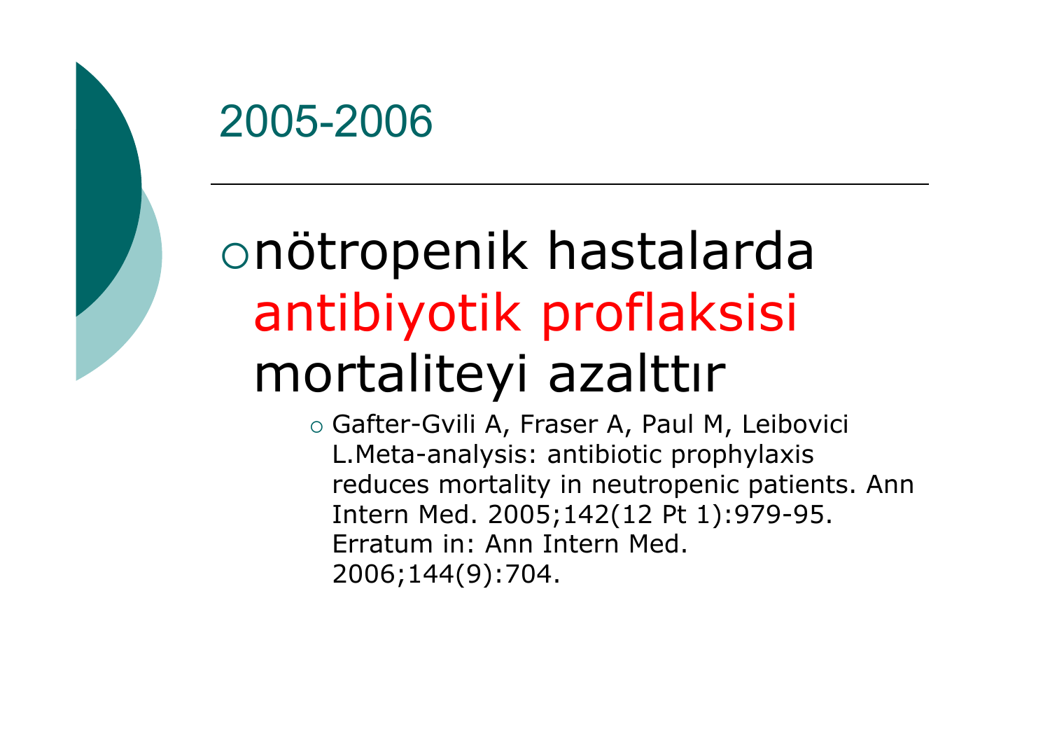# 2005-2006

- nötropenik hastalarda antibiyotik proflaksisi mortaliteyi azalttır
  - Gafter-Gvili A, Fraser A, Paul M, Leibovici L.Meta-analysis: antibiotic prophylaxis reduces mortality in neutropenic patients. Ann Intern Med. 2005;142(12 Pt 1):979-95. Erratum in: Ann Intern Med. 2006;144(9):704.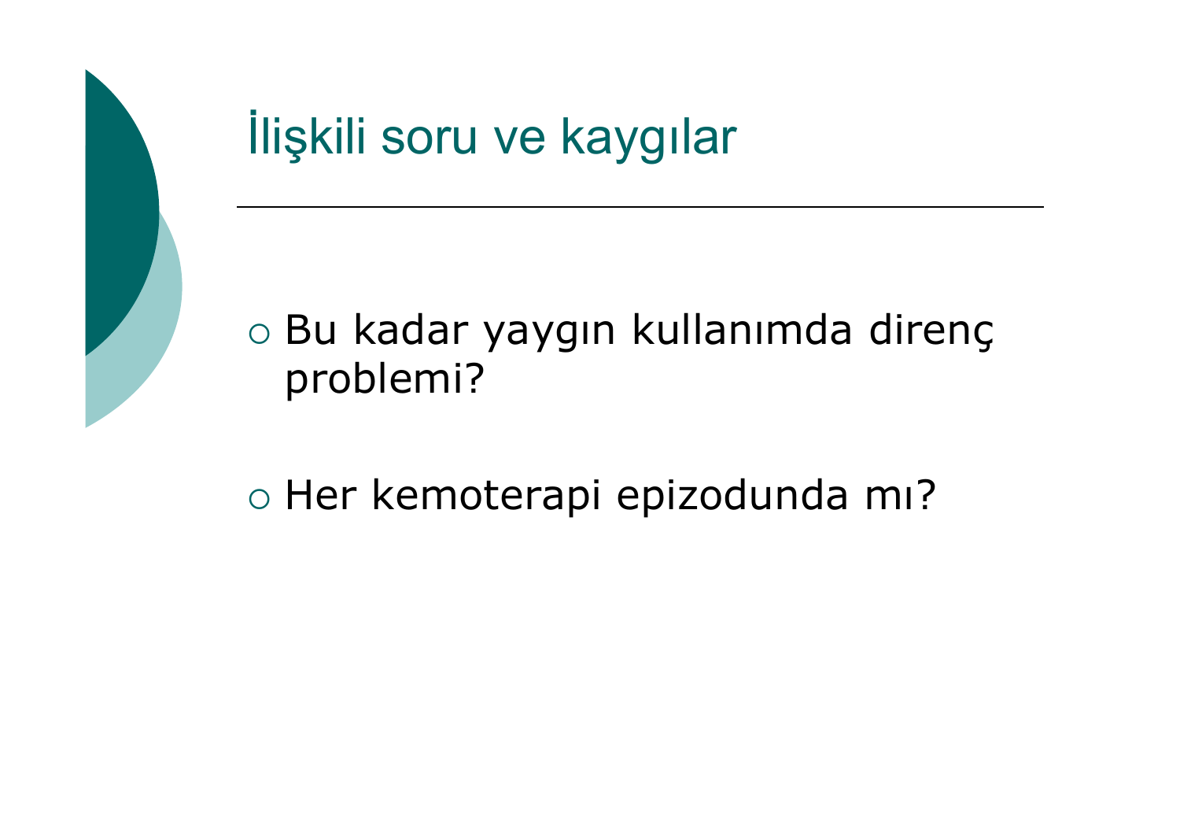# İlişkili soru ve kaygılar

- Bu kadar yaygın kullanımda direnç problemi?
- Her kemoterapi epizodunda mı?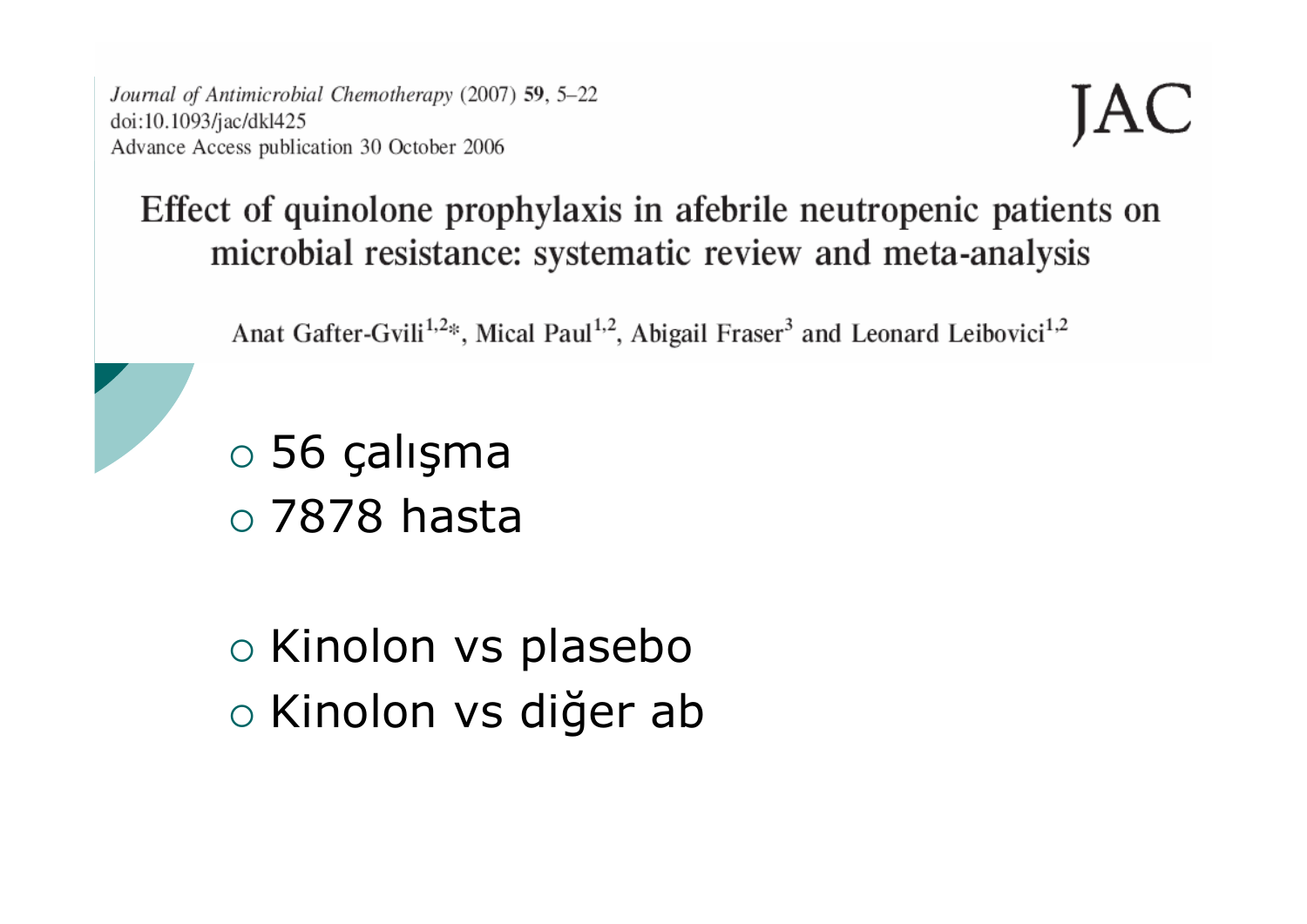Journal of Antimicrobial Chemotherapy (2007) 59, 5–22
doi:10.1093/jac/dkl425
Advance Access publication 30 October 2006

JAC

# Effect of quinolone prophylaxis in afebrile neutropenic patients on microbial resistance: systematic review and meta-analysis

Anat Gafter-Gvili[1,2]*, Mical Paul[1,2], Abigail Fraser[3] and Leonard Leibovici[1,2]

- 56 çalışma
- 7878 hasta

- Kinolon vs plasebo
- Kinolon vs diğer ab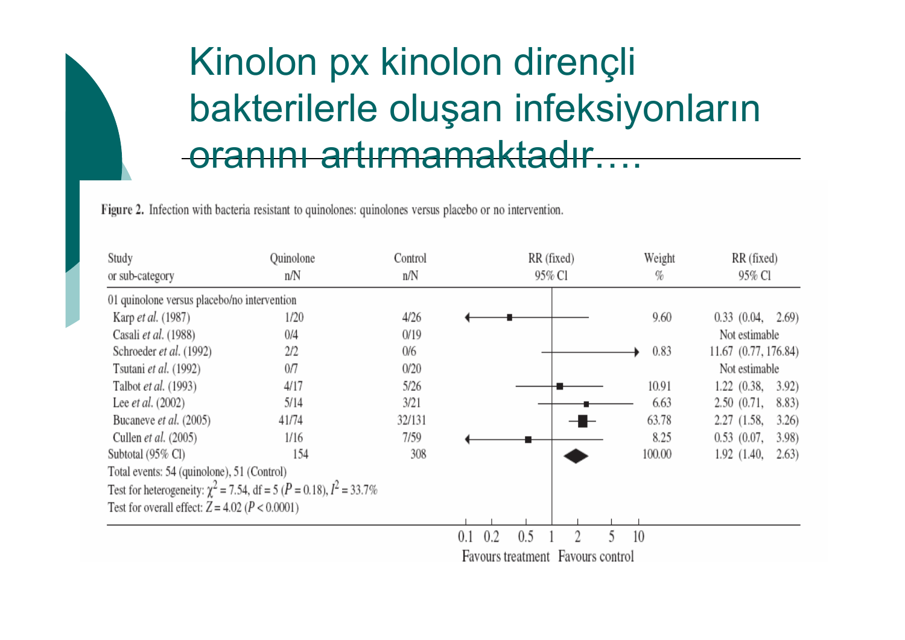# Kinolon px kinolon dirençli bakterilerle oluşan infeksiyonların oranını artırmamaktadır….

**Figure 2.** Infection with bacteria resistant to quinolones: quinolones versus placebo or no intervention.

| Study or sub-category | Quinolone n/N | Control n/N | Weight % | RR (fixed) 95% CI |
|---|---|---|---|---|
| 01 quinolone versus placebo/no intervention | | | | |
| Karp *et al.* (1987) | 1/20 | 4/26 | 9.60 | 0.33 (0.04, 2.69) |
| Casali *et al.* (1988) | 0/4 | 0/19 | | Not estimable |
| Schroeder *et al.* (1992) | 2/2 | 0/6 | 0.83 | 11.67 (0.77, 176.84) |
| Tsutani *et al.* (1992) | 0/7 | 0/20 | | Not estimable |
| Talbot *et al.* (1993) | 4/17 | 5/26 | 10.91 | 1.22 (0.38, 3.92) |
| Lee *et al.* (2002) | 5/14 | 3/21 | 6.63 | 2.50 (0.71, 8.83) |
| Bucaneve *et al.* (2005) | 41/74 | 32/131 | 63.78 | 2.27 (1.58, 3.26) |
| Cullen *et al.* (2005) | 1/16 | 7/59 | 8.25 | 0.53 (0.07, 3.98) |
| Subtotal (95% CI) | 154 | 308 | 100.00 | 1.92 (1.40, 2.63) |

Total events: 54 (quinolone), 51 (Control)

Test for heterogeneity: $\chi^2 = 7.54$, df = 5 ($P = 0.18$), $I^2 = 33.7\%$

Test for overall effect: $Z = 4.02$ ($P < 0.0001$)

0.1 0.2 0.5 1 2 5 10

Favours treatment Favours control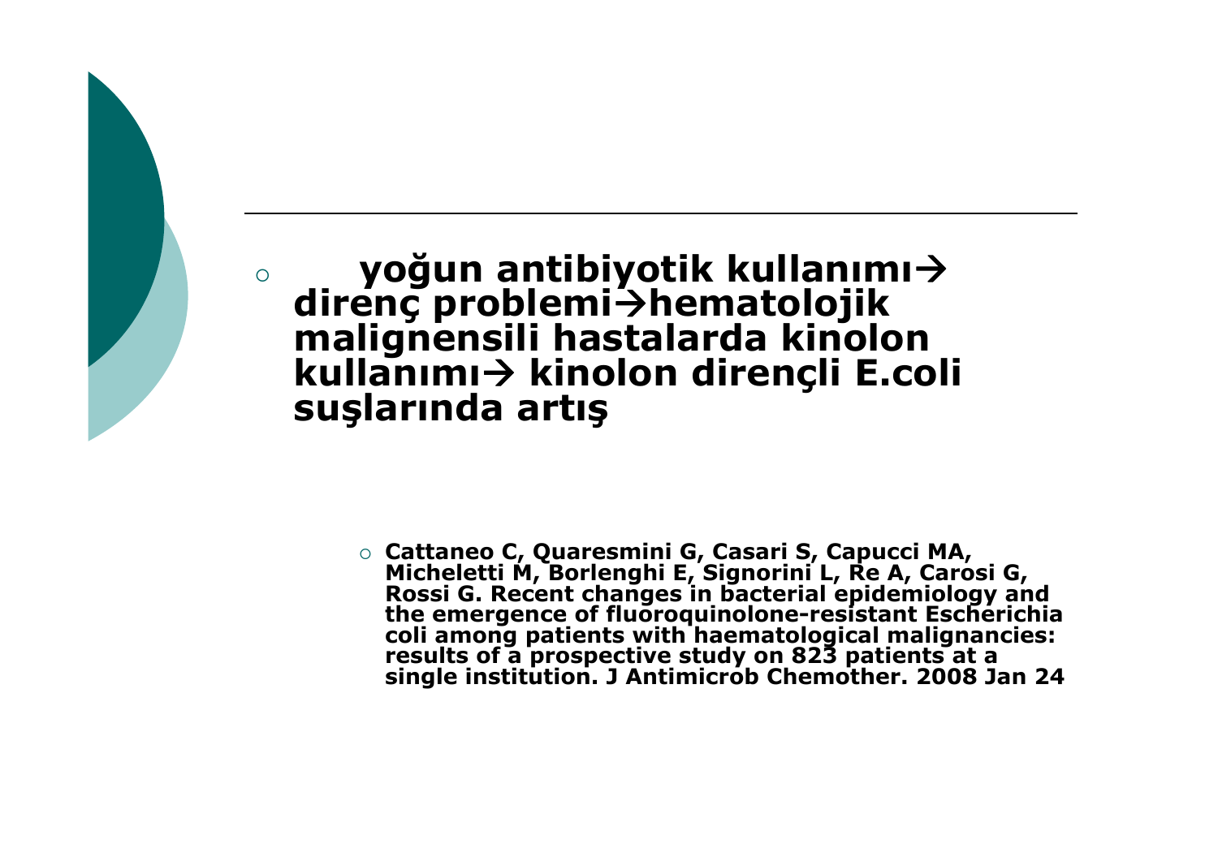- **yoğun antibiyotik kullanımı→ direnç problemi→hematolojik malignensili hastalarda kinolon kullanımı→ kinolon dirençli E.coli suşlarında artış**

  - **Cattaneo C, Quaresmini G, Casari S, Capucci MA, Micheletti M, Borlenghi E, Signorini L, Re A, Carosi G, Rossi G. Recent changes in bacterial epidemiology and the emergence of fluoroquinolone-resistant Escherichia coli among patients with haematological malignancies: results of a prospective study on 823 patients at a single institution. J Antimicrob Chemother. 2008 Jan 24**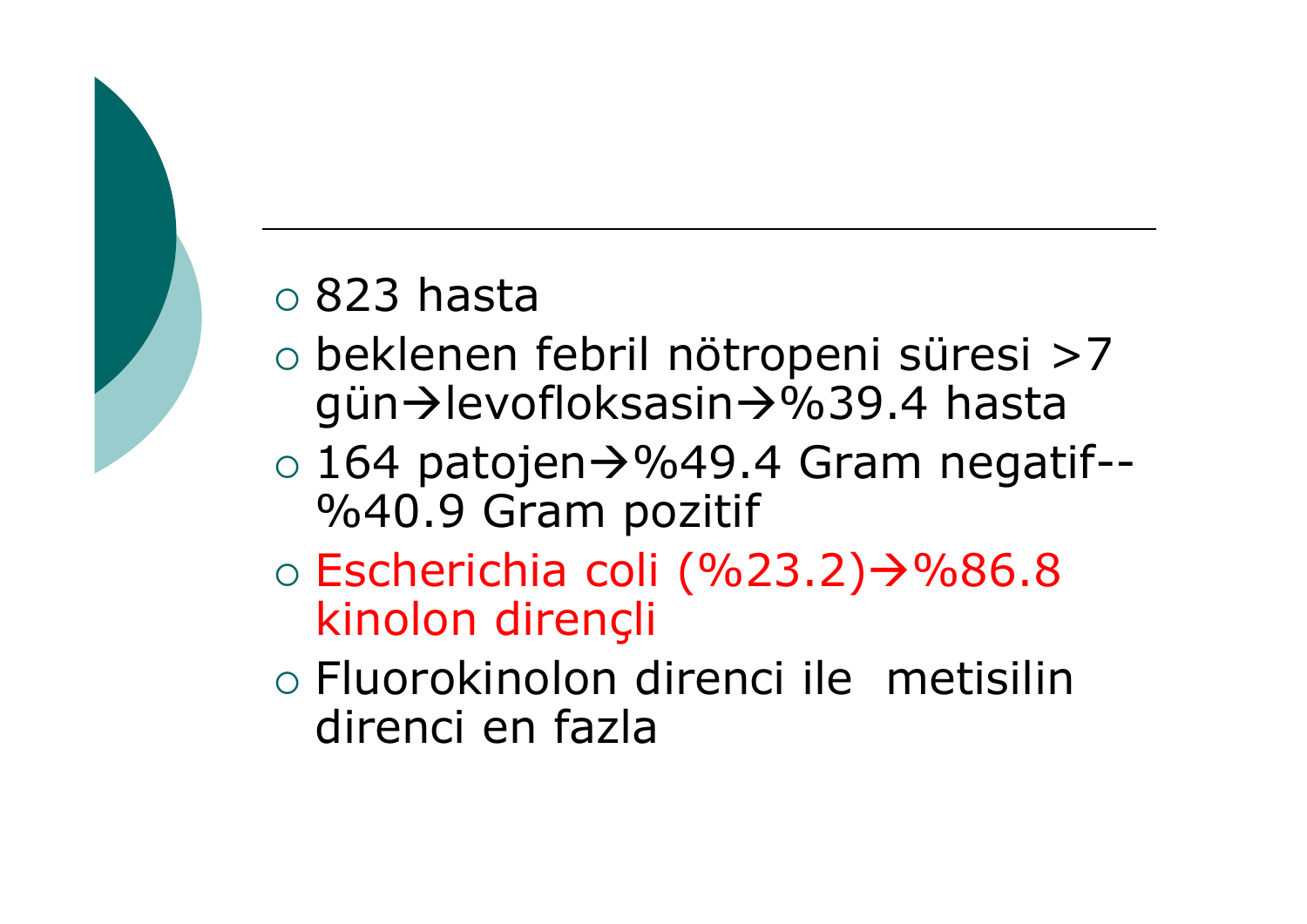- 823 hasta
- beklenen febril nötropeni süresi >7 gün→levofloksasin→%39.4 hasta
- 164 patojen→%49.4 Gram negatif--%40.9 Gram pozitif
- Escherichia coli (%23.2)→%86.8 kinolon dirençli
- Fluorokinolon direnci ile metisilin direnci en fazla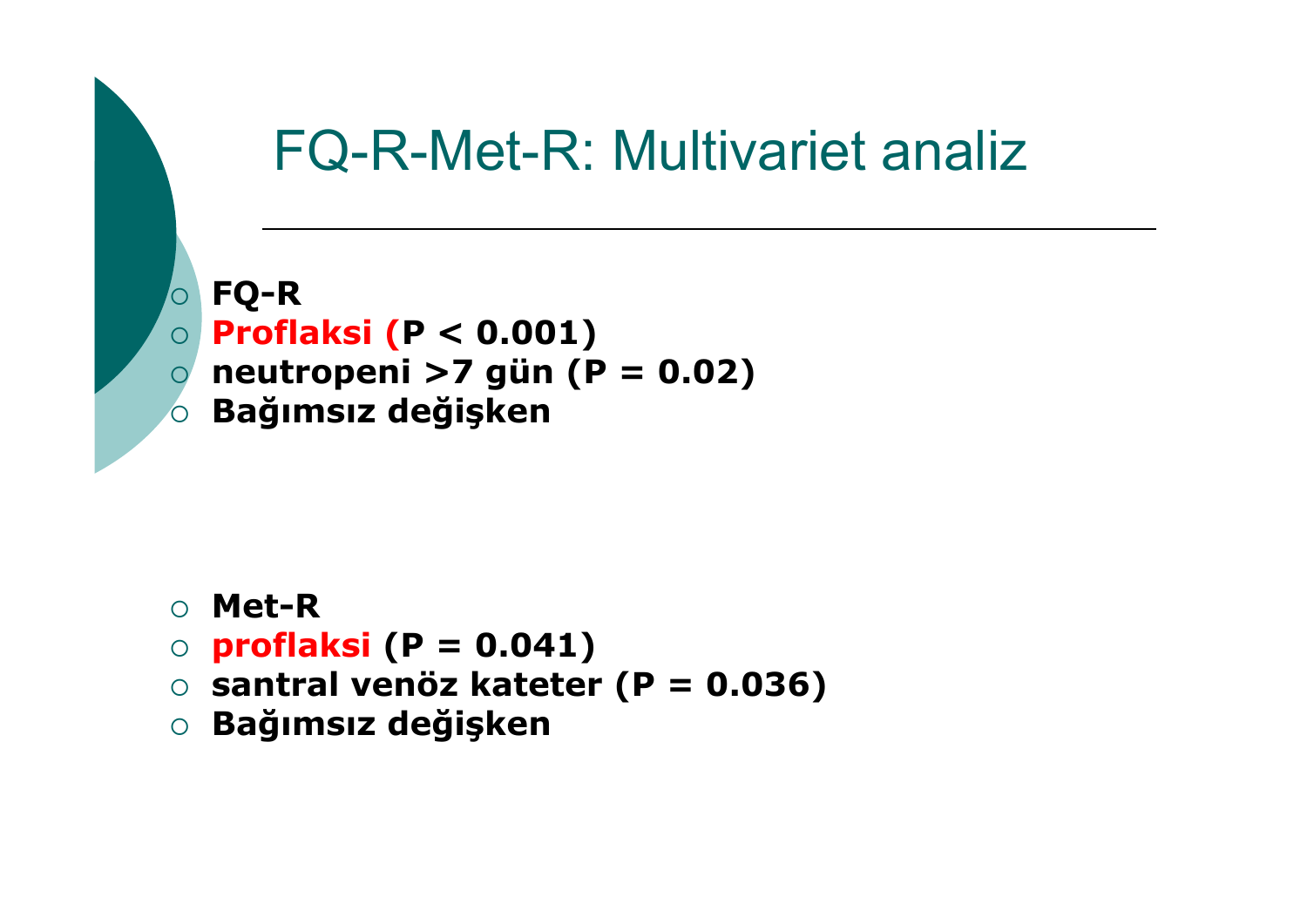# FQ-R-Met-R: Multivariet analiz

- **FQ-R**
- **Proflaksi (P < 0.001)**
- **neutropeni >7 gün (P = 0.02)**
- **Bağımsız değişken**

- **Met-R**
- **proflaksi (P = 0.041)**
- **santral venöz kateter (P = 0.036)**
- **Bağımsız değişken**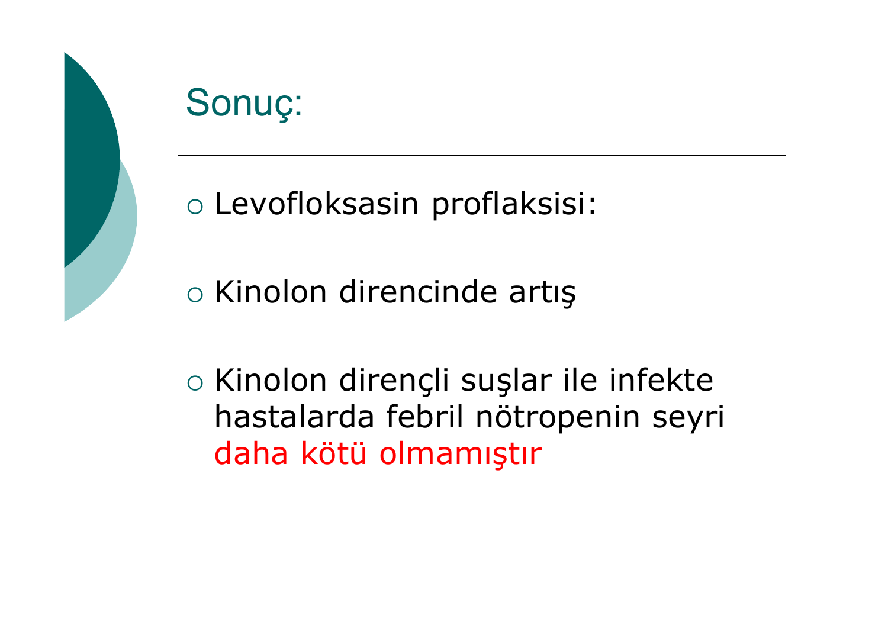# Sonuç:

- Levofloksasin proflaksisi:
- Kinolon direncinde artış
- Kinolon dirençli suşlar ile infekte hastalarda febril nötropenin seyri daha kötü olmamıştır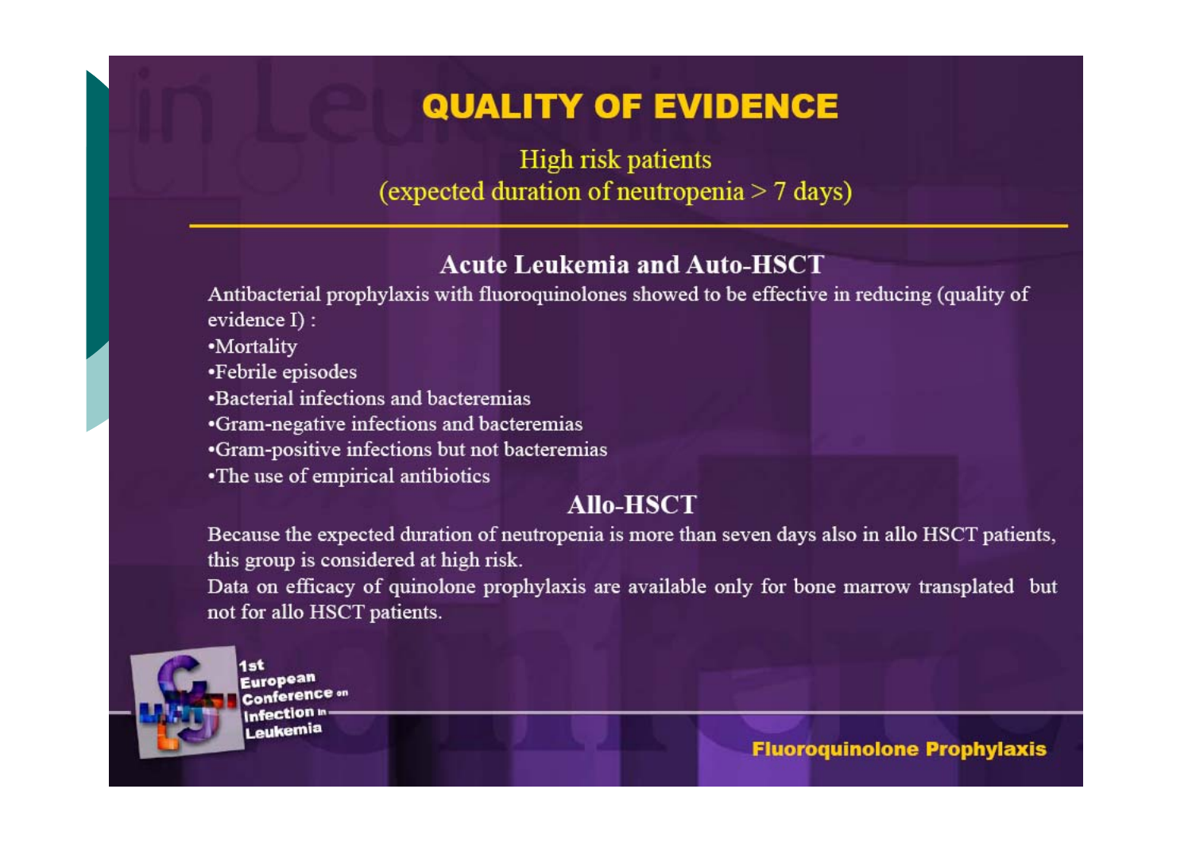# QUALITY OF EVIDENCE

High risk patients
(expected duration of neutropenia > 7 days)

## Acute Leukemia and Auto-HSCT

Antibacterial prophylaxis with fluoroquinolones showed to be effective in reducing (quality of evidence I) :

- Mortality
- Febrile episodes
- Bacterial infections and bacteremias
- Gram-negative infections and bacteremias
- Gram-positive infections but not bacteremias
- The use of empirical antibiotics

## Allo-HSCT

Because the expected duration of neutropenia is more than seven days also in allo HSCT patients, this group is considered at high risk.

Data on efficacy of quinolone prophylaxis are available only for bone marrow transplanted but not for allo HSCT patients.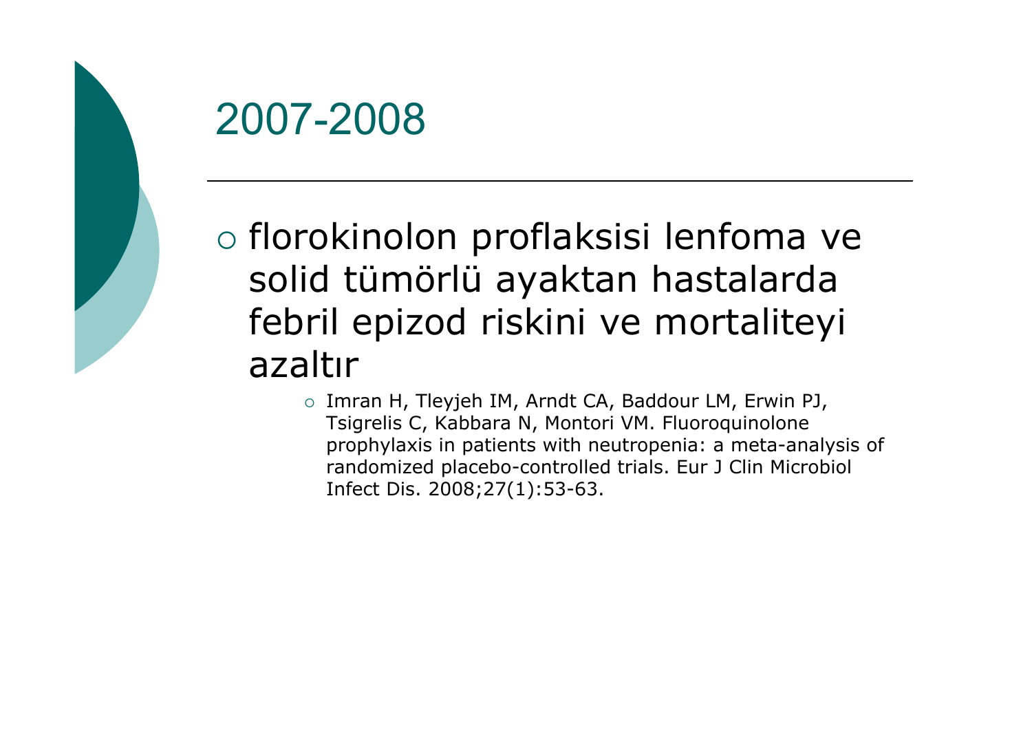# 2007-2008

- florokinolon proflaksisi lenfoma ve solid tümörlü ayaktan hastalarda febril epizod riskini ve mortaliteyi azaltır
  - Imran H, Tleyjeh IM, Arndt CA, Baddour LM, Erwin PJ, Tsigrelis C, Kabbara N, Montori VM. Fluoroquinolone prophylaxis in patients with neutropenia: a meta-analysis of randomized placebo-controlled trials. Eur J Clin Microbiol Infect Dis. 2008;27(1):53-63.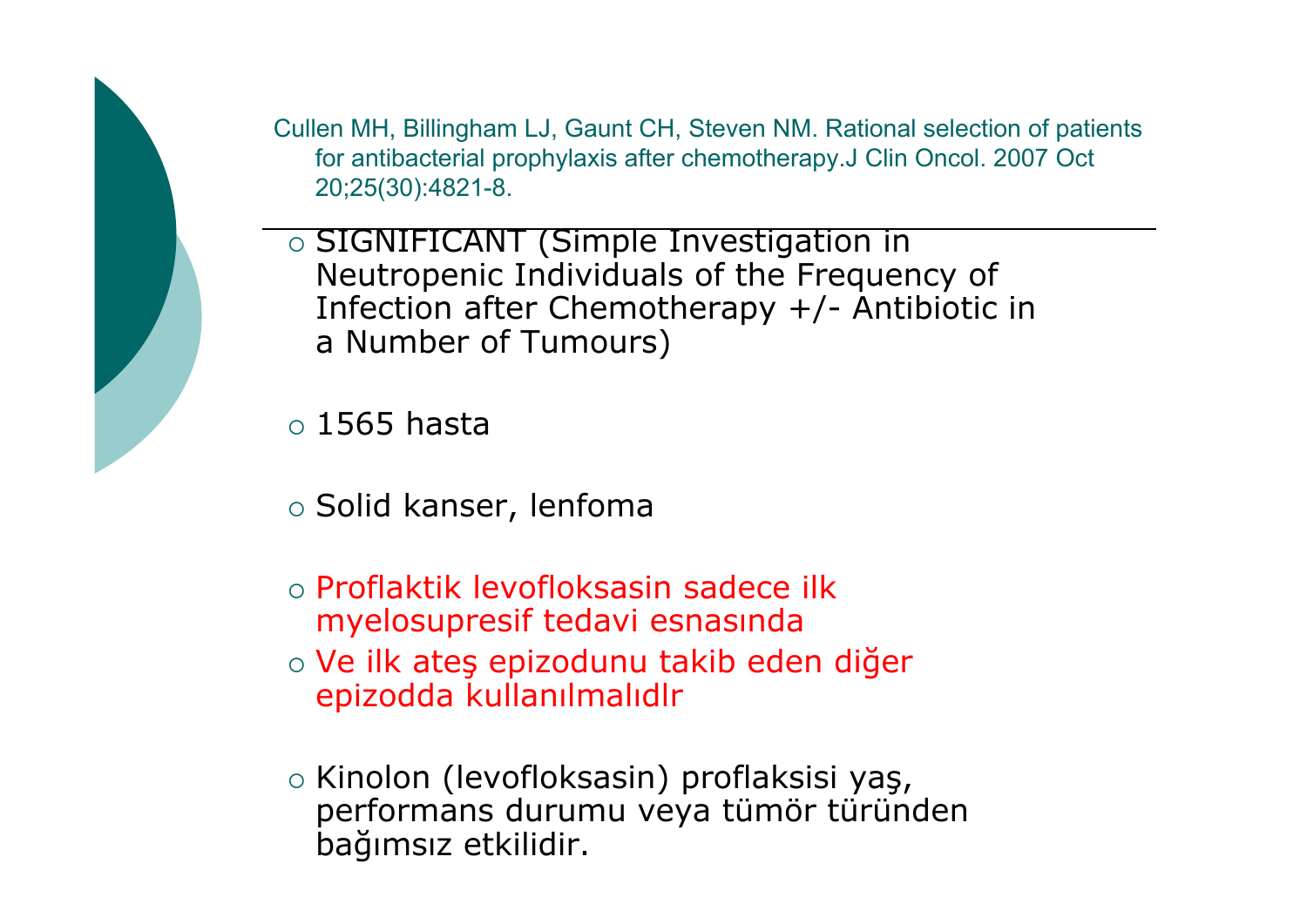Cullen MH, Billingham LJ, Gaunt CH, Steven NM. Rational selection of patients for antibacterial prophylaxis after chemotherapy.J Clin Oncol. 2007 Oct 20;25(30):4821-8.

---

- SIGNIFICANT (Simple Investigation in Neutropenic Individuals of the Frequency of Infection after Chemotherapy +/- Antibiotic in a Number of Tumours)

- 1565 hasta

- Solid kanser, lenfoma

- Proflaktik levofloksasin sadece ilk myelosupresif tedavi esnasında
- Ve ilk ateş epizodunu takib eden diğer epizodda kullanılmalıdlr

- Kinolon (levofloksasin) proflaksisi yaş, performans durumu veya tümör türünden bağımsız etkilidir.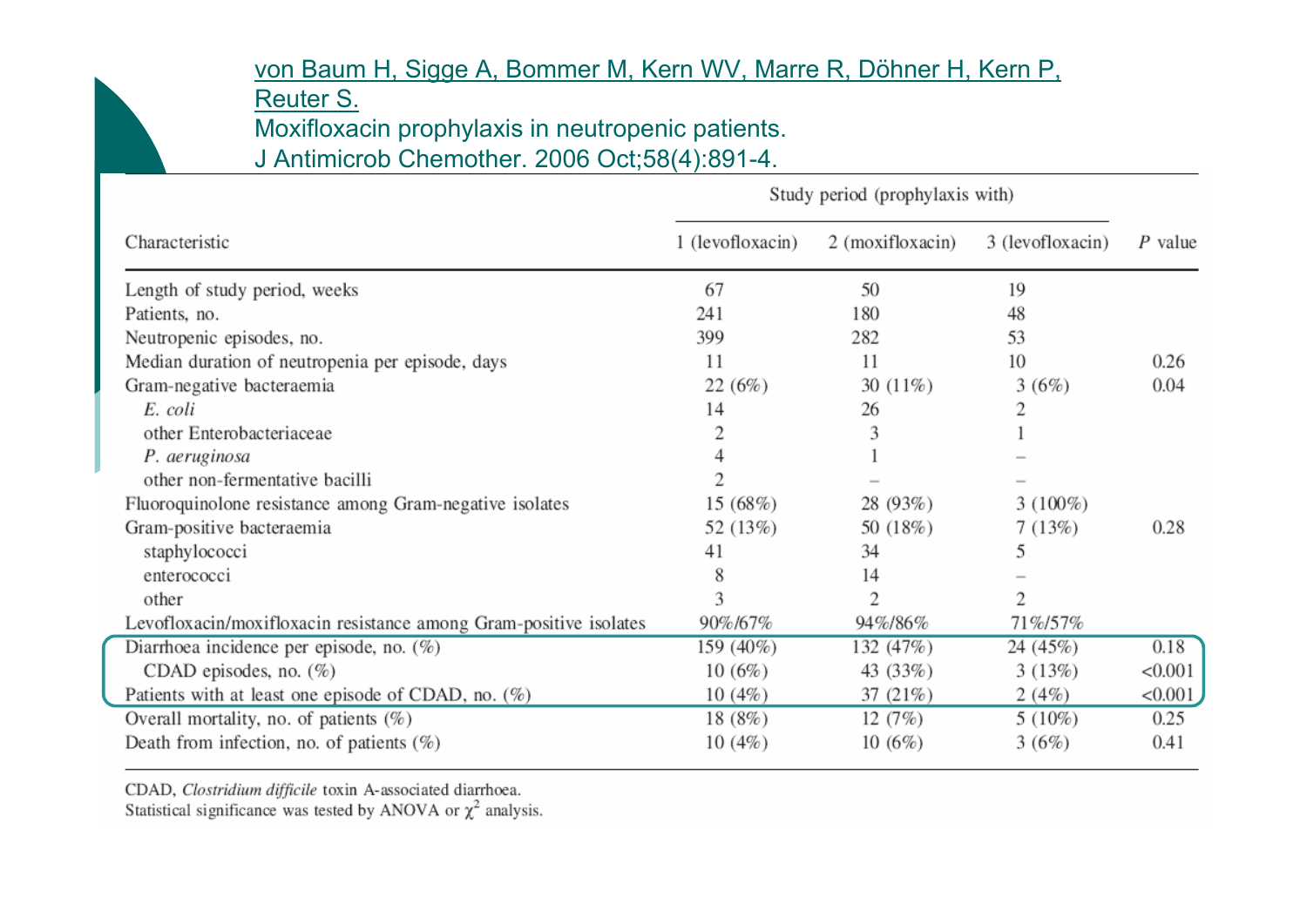von Baum H, Sigge A, Bommer M, Kern WV, Marre R, Döhner H, Kern P, Reuter S.
Moxifloxacin prophylaxis in neutropenic patients.
J Antimicrob Chemother. 2006 Oct;58(4):891-4.

| Characteristic | Study period (prophylaxis with) | | | P value |
|---|---|---|---|---|
| | 1 (levofloxacin) | 2 (moxifloxacin) | 3 (levofloxacin) | |
| Length of study period, weeks | 67 | 50 | 19 | |
| Patients, no. | 241 | 180 | 48 | |
| Neutropenic episodes, no. | 399 | 282 | 53 | |
| Median duration of neutropenia per episode, days | 11 | 11 | 10 | 0.26 |
| Gram-negative bacteraemia | 22 (6%) | 30 (11%) | 3 (6%) | 0.04 |
| *E. coli* | 14 | 26 | 2 | |
| other Enterobacteriaceae | 2 | 3 | 1 | |
| *P. aeruginosa* | 4 | 1 | – | |
| other non-fermentative bacilli | 2 | – | – | |
| Fluoroquinolone resistance among Gram-negative isolates | 15 (68%) | 28 (93%) | 3 (100%) | |
| Gram-positive bacteraemia | 52 (13%) | 50 (18%) | 7 (13%) | 0.28 |
| staphylococci | 41 | 34 | 5 | |
| enterococci | 8 | 14 | – | |
| other | 3 | 2 | 2 | |
| Levofloxacin/moxifloxacin resistance among Gram-positive isolates | 90%/67% | 94%/86% | 71%/57% | |
| Diarrhoea incidence per episode, no. (%) | 159 (40%) | 132 (47%) | 24 (45%) | 0.18 |
| CDAD episodes, no. (%) | 10 (6%) | 43 (33%) | 3 (13%) | <0.001 |
| Patients with at least one episode of CDAD, no. (%) | 10 (4%) | 37 (21%) | 2 (4%) | <0.001 |
| Overall mortality, no. of patients (%) | 18 (8%) | 12 (7%) | 5 (10%) | 0.25 |
| Death from infection, no. of patients (%) | 10 (4%) | 10 (6%) | 3 (6%) | 0.41 |

CDAD, *Clostridium difficile* toxin A-associated diarrhoea.
Statistical significance was tested by ANOVA or $\chi^2$ analysis.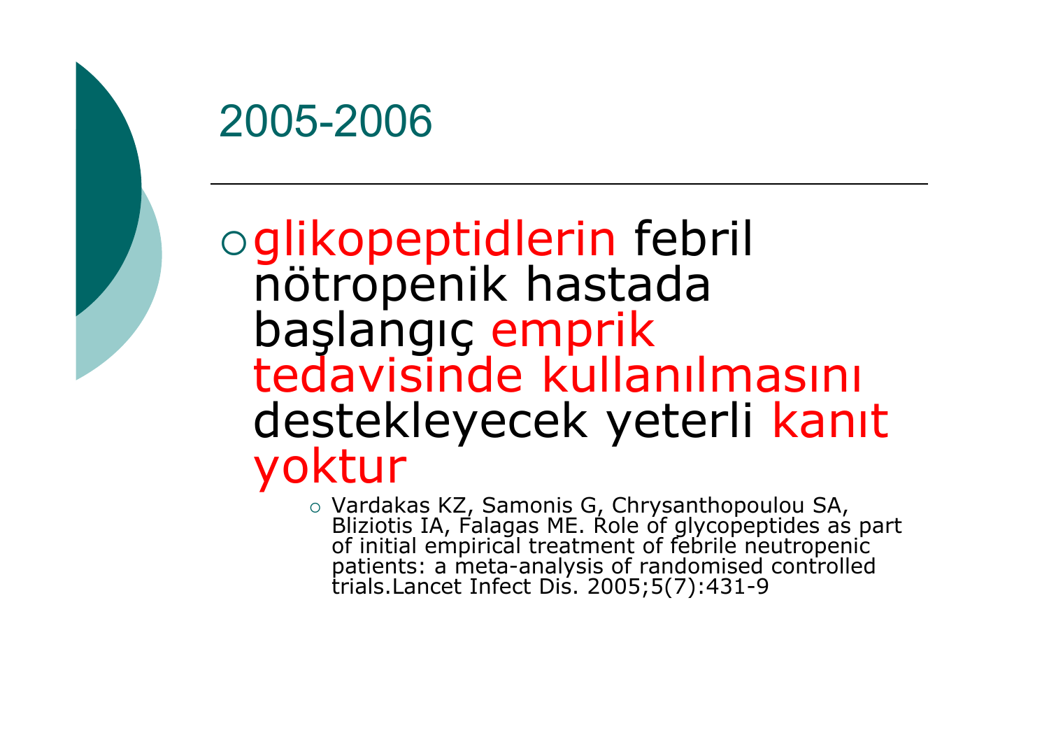# 2005-2006

- glikopeptidlerin febril nötropenik hastada başlangıç emprik tedavisinde kullanılmasını destekleyecek yeterli kanıt yoktur
  - Vardakas KZ, Samonis G, Chrysanthopoulou SA, Bliziotis IA, Falagas ME. Role of glycopeptides as part of initial empirical treatment of febrile neutropenic patients: a meta-analysis of randomised controlled trials.Lancet Infect Dis. 2005;5(7):431-9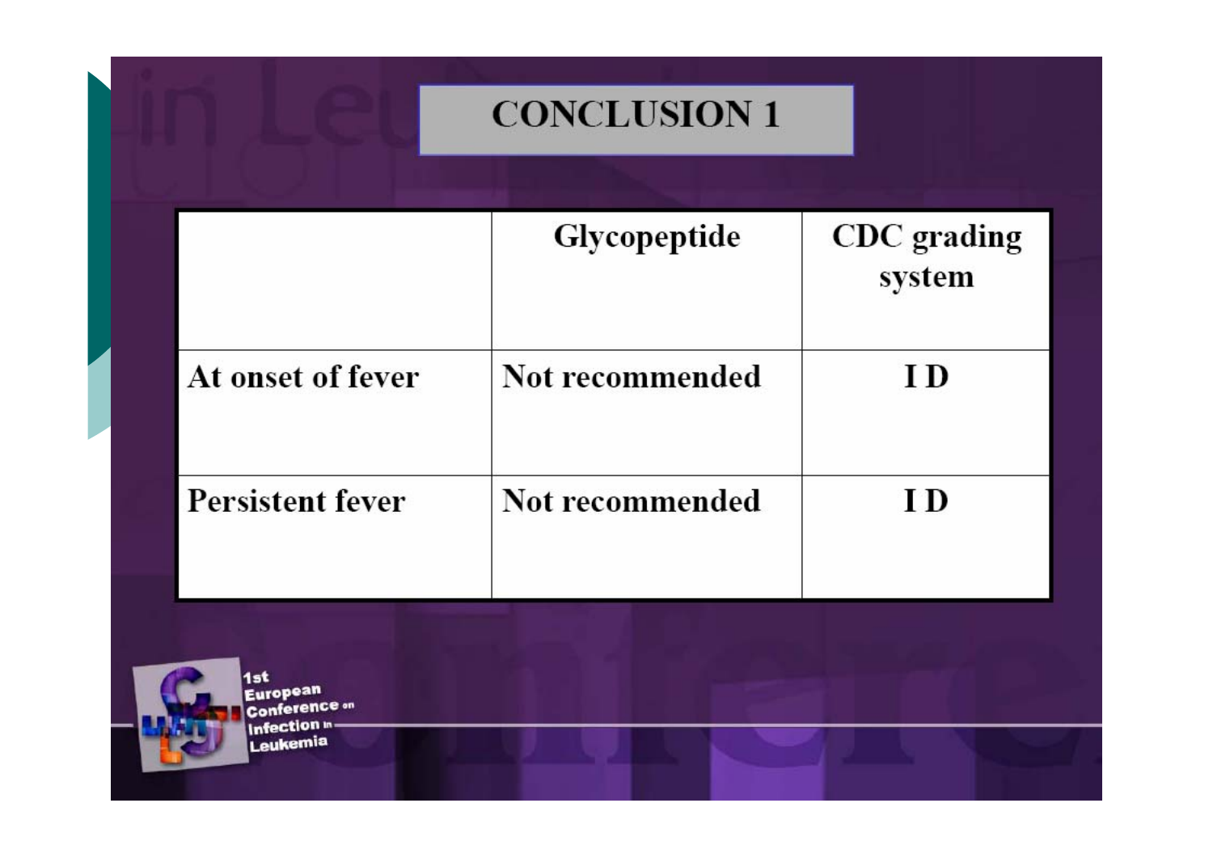# CONCLUSION 1

| | Glycopeptide | CDC grading system |
|---|---|---|
| At onset of fever | Not recommended | I D |
| Persistent fever | Not recommended | I D |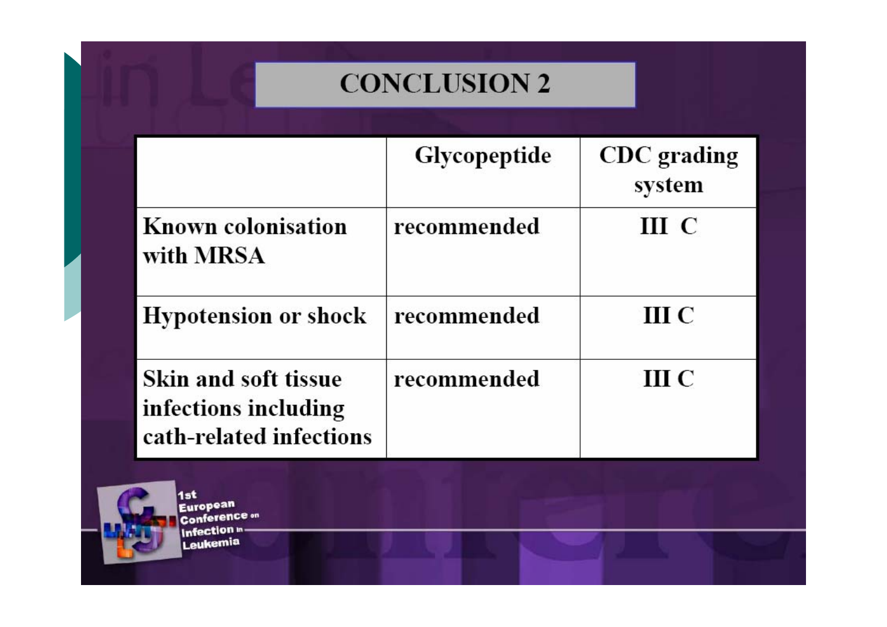# CONCLUSION 2

| | Glycopeptide | CDC grading system |
|---|---|---|
| Known colonisation with MRSA | recommended | III C |
| Hypotension or shock | recommended | III C |
| Skin and soft tissue infections including cath-related infections | recommended | III C |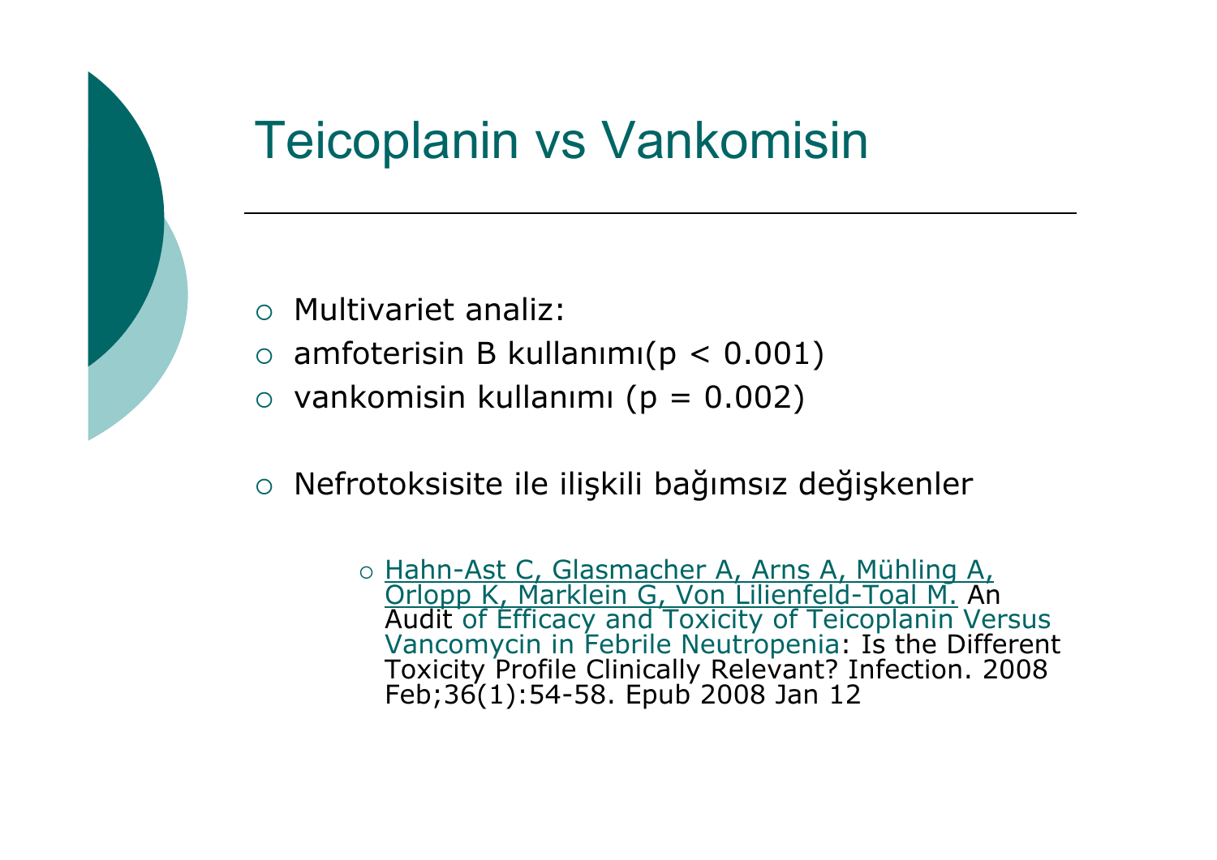# Teicoplanin vs Vankomisin

- Multivariet analiz:
- amfoterisin B kullanımı($p < 0.001$)
- vankomisin kullanımı ($p = 0.002$)

- Nefrotoksisite ile ilişkili bağımsız değişkenler

  - Hahn-Ast C, Glasmacher A, Arns A, Mühling A, Orlopp K, Marklein G, Von Lilienfeld-Toal M. An Audit of Efficacy and Toxicity of Teicoplanin Versus Vancomycin in Febrile Neutropenia: Is the Different Toxicity Profile Clinically Relevant? Infection. 2008 Feb;36(1):54-58. Epub 2008 Jan 12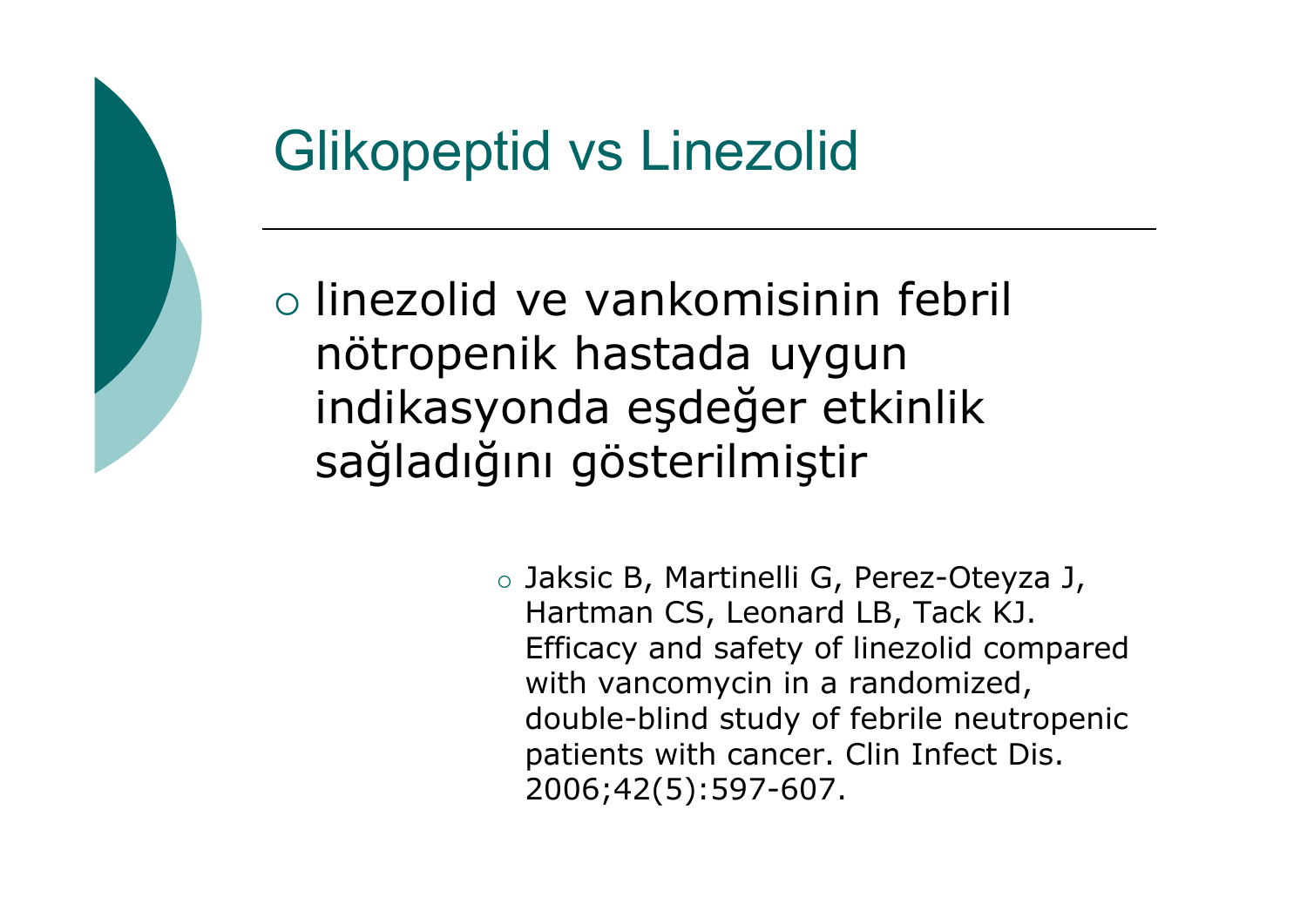# Glikopeptid vs Linezolid

- linezolid ve vankomisinin febril nötropenik hastada uygun indikasyonda eşdeğer etkinlik sağladığını gösterilmiştir

  - Jaksic B, Martinelli G, Perez-Oteyza J, Hartman CS, Leonard LB, Tack KJ. Efficacy and safety of linezolid compared with vancomycin in a randomized, double-blind study of febrile neutropenic patients with cancer. Clin Infect Dis. 2006;42(5):597-607.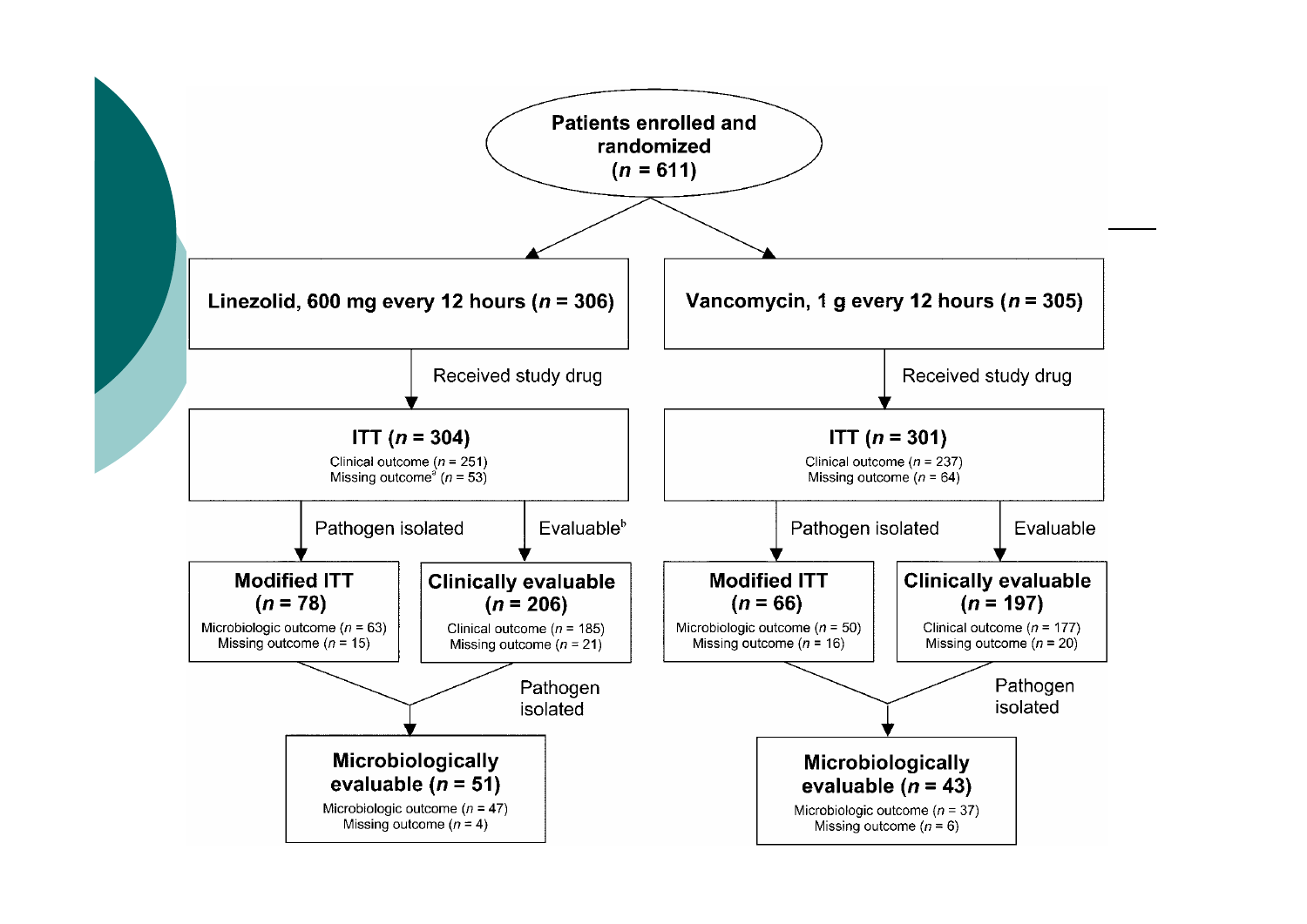**Patients enrolled and randomized ($n$ = 611)**

- **Linezolid, 600 mg every 12 hours ($n$ = 306)**
  - Received study drug → **ITT ($n$ = 304)**
    - Clinical outcome ($n$ = 251)
    - Missing outcome[a] ($n$ = 53)
    - Pathogen isolated → **Modified ITT ($n$ = 78)**
      - Microbiologic outcome ($n$ = 63)
      - Missing outcome ($n$ = 15)
    - Evaluable[b] → **Clinically evaluable ($n$ = 206)**
      - Clinical outcome ($n$ = 185)
      - Missing outcome ($n$ = 21)
    - Pathogen isolated → **Microbiologically evaluable ($n$ = 51)**
      - Microbiologic outcome ($n$ = 47)
      - Missing outcome ($n$ = 4)

- **Vancomycin, 1 g every 12 hours ($n$ = 305)**
  - Received study drug → **ITT ($n$ = 301)**
    - Clinical outcome ($n$ = 237)
    - Missing outcome ($n$ = 64)
    - Pathogen isolated → **Modified ITT ($n$ = 66)**
      - Microbiologic outcome ($n$ = 50)
      - Missing outcome ($n$ = 16)
    - Evaluable → **Clinically evaluable ($n$ = 197)**
      - Clinical outcome ($n$ = 177)
      - Missing outcome ($n$ = 20)
    - Pathogen isolated → **Microbiologically evaluable ($n$ = 43)**
      - Microbiologic outcome ($n$ = 37)
      - Missing outcome ($n$ = 6)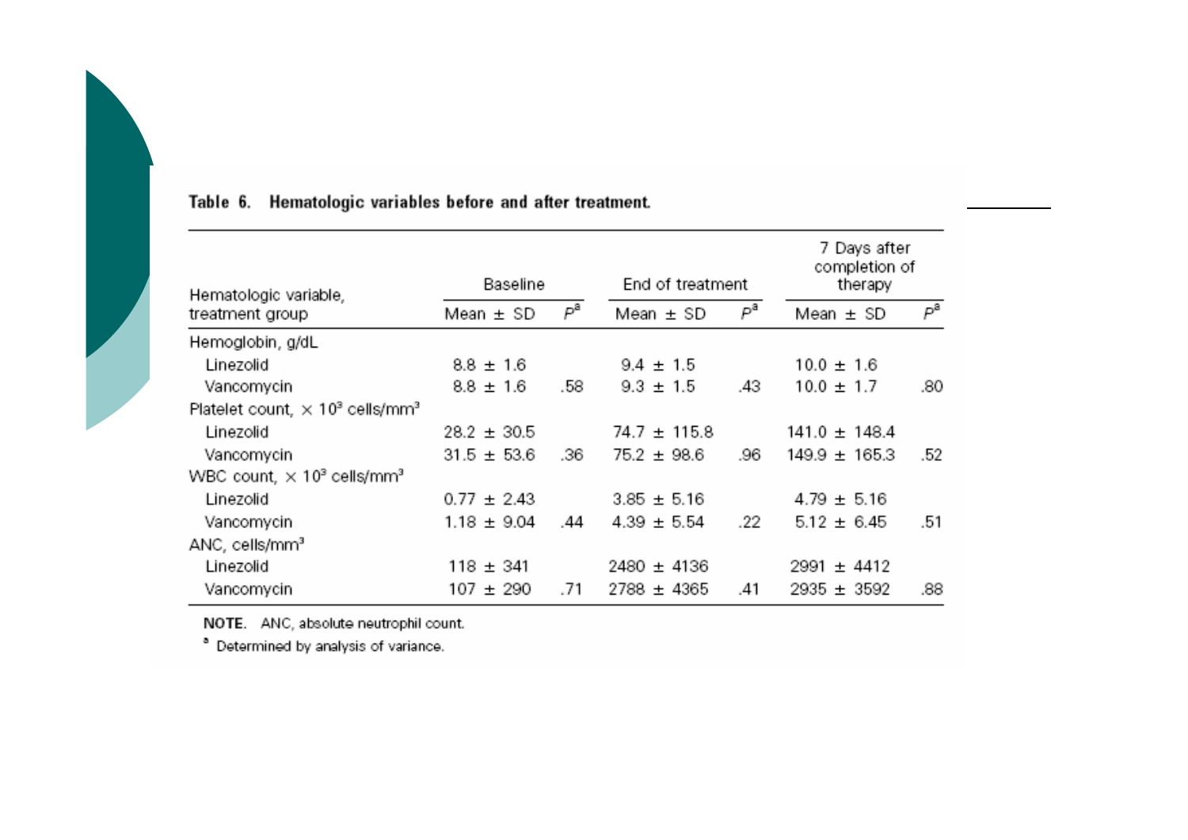**Table 6. Hematologic variables before and after treatment.**

| Hematologic variable, treatment group | Baseline | | End of treatment | | 7 Days after completion of therapy | |
|---|---|---|---|---|---|---|
| | Mean ± SD | $P^a$ | Mean ± SD | $P^a$ | Mean ± SD | $P^a$ |
| Hemoglobin, g/dL | | | | | | |
| Linezolid | 8.8 ± 1.6 | | 9.4 ± 1.5 | | 10.0 ± 1.6 | |
| Vancomycin | 8.8 ± 1.6 | .58 | 9.3 ± 1.5 | .43 | 10.0 ± 1.7 | .80 |
| Platelet count, × $10^3$ cells/mm$^3$ | | | | | | |
| Linezolid | 28.2 ± 30.5 | | 74.7 ± 115.8 | | 141.0 ± 148.4 | |
| Vancomycin | 31.5 ± 53.6 | .36 | 75.2 ± 98.6 | .96 | 149.9 ± 165.3 | .52 |
| WBC count, × $10^3$ cells/mm$^3$ | | | | | | |
| Linezolid | 0.77 ± 2.43 | | 3.85 ± 5.16 | | 4.79 ± 5.16 | |
| Vancomycin | 1.18 ± 9.04 | .44 | 4.39 ± 5.54 | .22 | 5.12 ± 6.45 | .51 |
| ANC, cells/mm$^3$ | | | | | | |
| Linezolid | 118 ± 341 | | 2480 ± 4136 | | 2991 ± 4412 | |
| Vancomycin | 107 ± 290 | .71 | 2788 ± 4365 | .41 | 2935 ± 3592 | .88 |

NOTE. ANC, absolute neutrophil count.

[a] Determined by analysis of variance.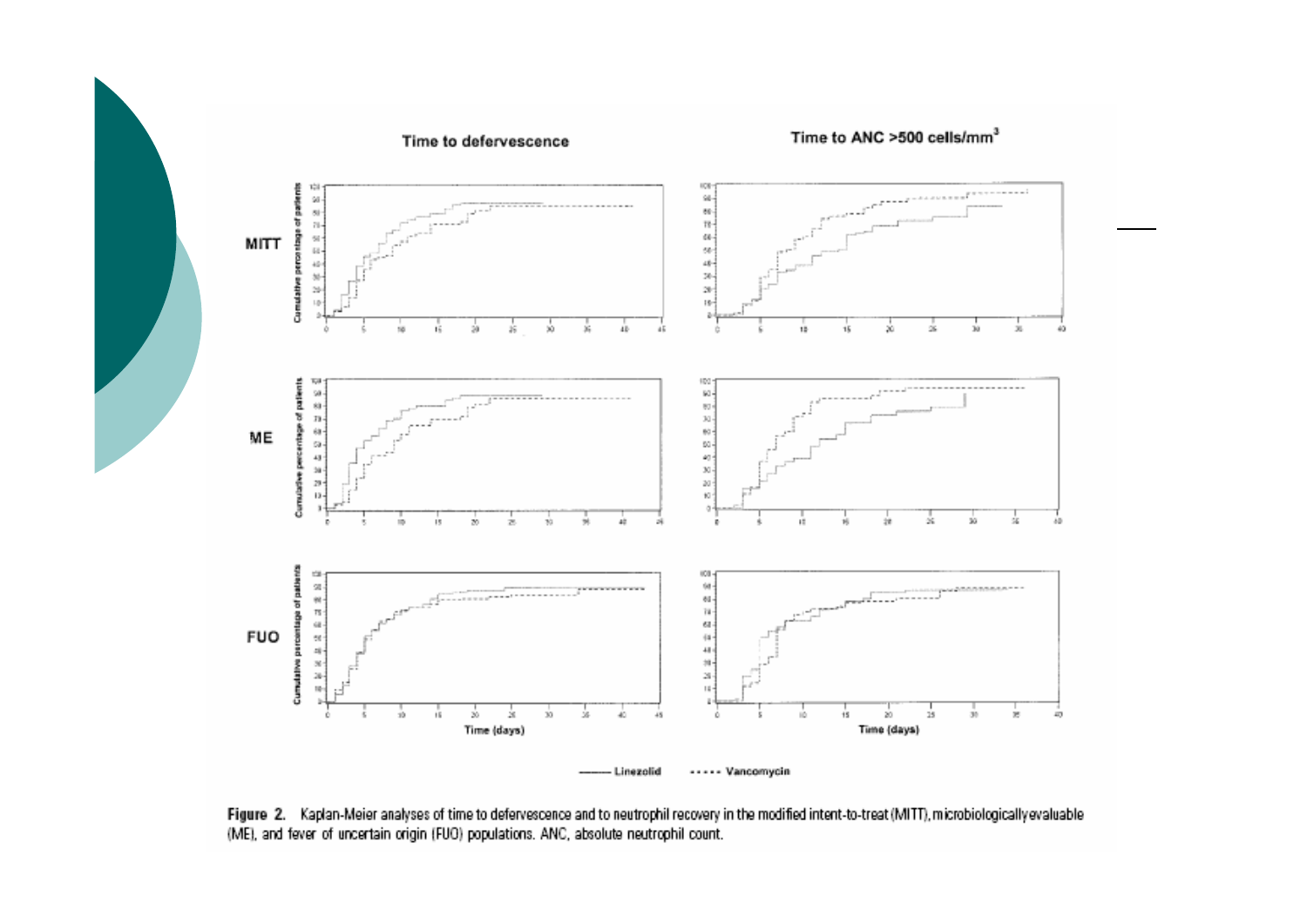Time to defervescence

Time to ANC >500 cells/mm$^3$

MITT

ME

FUO

Time (days)

Time (days)

—— Linezolid - - - - - Vancomycin

**Figure 2.** Kaplan-Meier analyses of time to defervescence and to neutrophil recovery in the modified intent-to-treat (MITT), microbiologically evaluable (ME), and fever of uncertain origin (FUO) populations. ANC, absolute neutrophil count.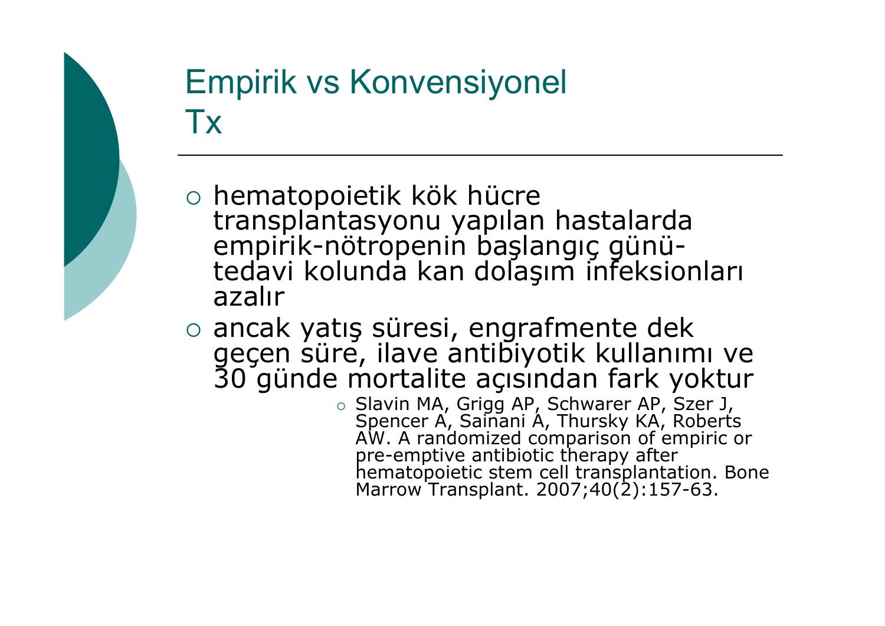# Empirik vs Konvensiyonel Tx

- hematopoietik kök hücre transplantasyonu yapılan hastalarda empirik-nötropenin başlangıç günü-tedavi kolunda kan dolaşım infeksionları azalır
- ancak yatış süresi, engrafmente dek geçen süre, ilave antibiyotik kullanımı ve 30 günde mortalite açısından fark yoktur
  - Slavin MA, Grigg AP, Schwarer AP, Szer J, Spencer A, Sainani A, Thursky KA, Roberts AW. A randomized comparison of empiric or pre-emptive antibiotic therapy after hematopoietic stem cell transplantation. Bone Marrow Transplant. 2007;40(2):157-63.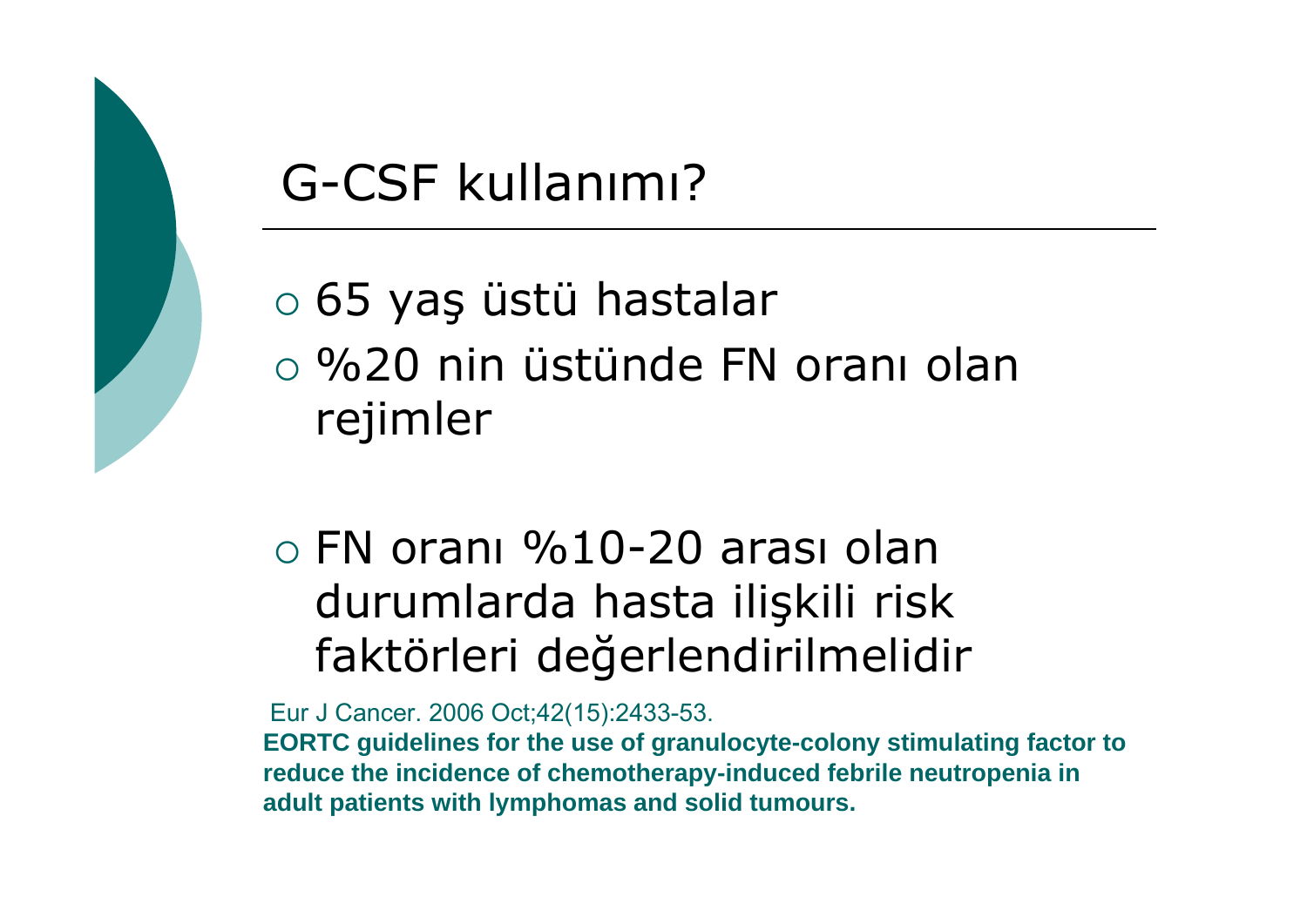# G-CSF kullanımı?

- 65 yaş üstü hastalar
- %20 nin üstünde FN oranı olan rejimler

- FN oranı %10-20 arası olan durumlarda hasta ilişkili risk faktörleri değerlendirilmelidir

Eur J Cancer. 2006 Oct;42(15):2433-53.

**EORTC guidelines for the use of granulocyte-colony stimulating factor to reduce the incidence of chemotherapy-induced febrile neutropenia in adult patients with lymphomas and solid tumours.**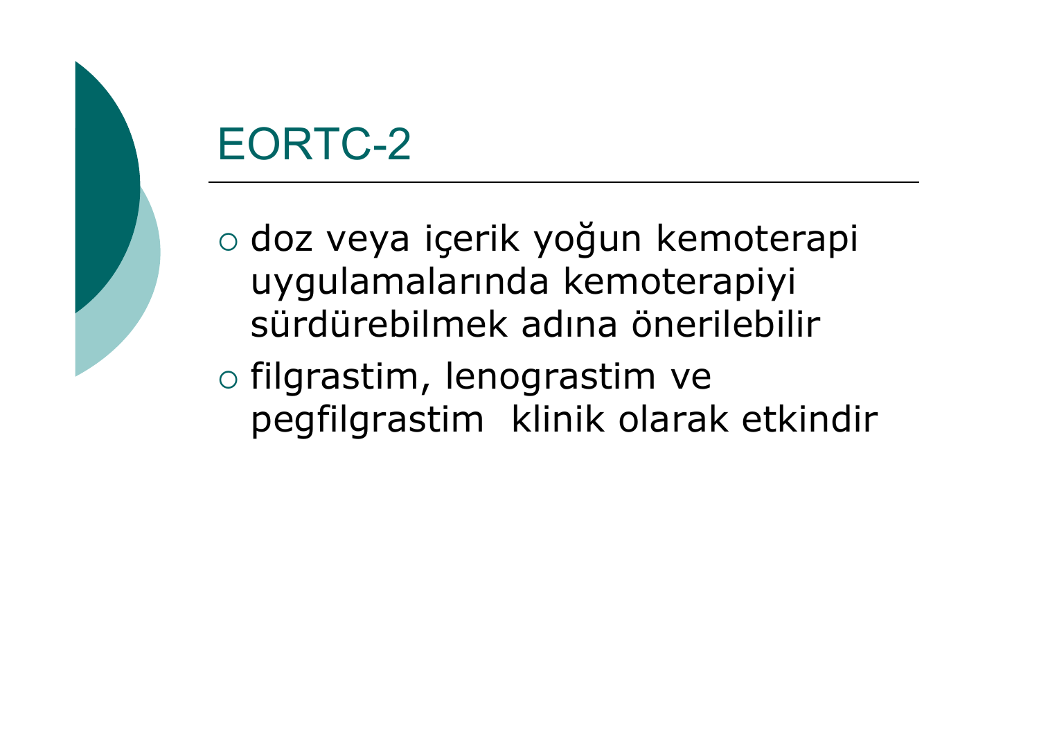# EORTC-2

- doz veya içerik yoğun kemoterapi uygulamalarında kemoterapiyi sürdürebilmek adına önerilebilir
- filgrastim, lenograstim ve pegfilgrastim klinik olarak etkindir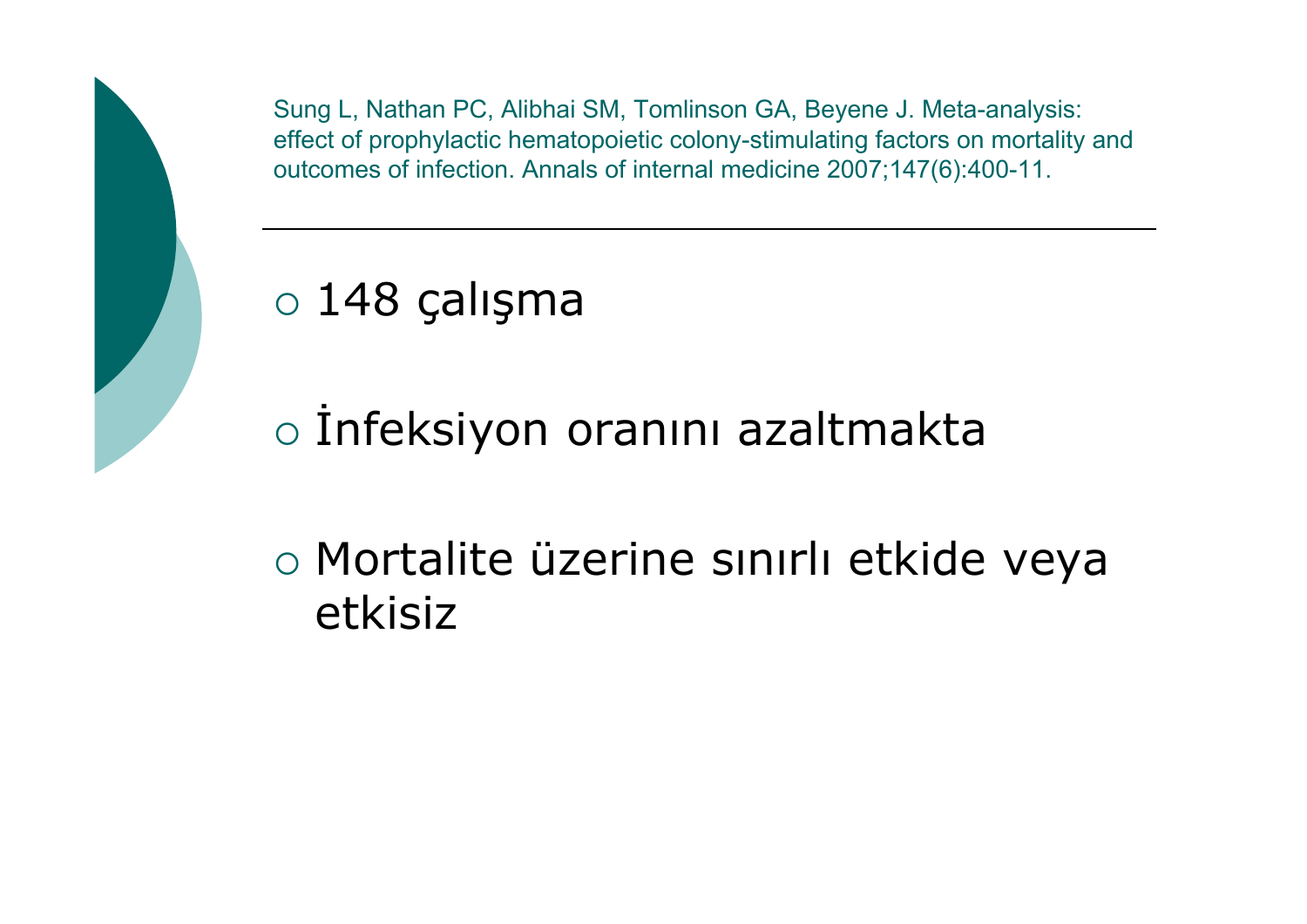Sung L, Nathan PC, Alibhai SM, Tomlinson GA, Beyene J. Meta-analysis: effect of prophylactic hematopoietic colony-stimulating factors on mortality and outcomes of infection. Annals of internal medicine 2007;147(6):400-11.

---

- 148 çalışma
- İnfeksiyon oranını azaltmakta
- Mortalite üzerine sınırlı etkide veya etkisiz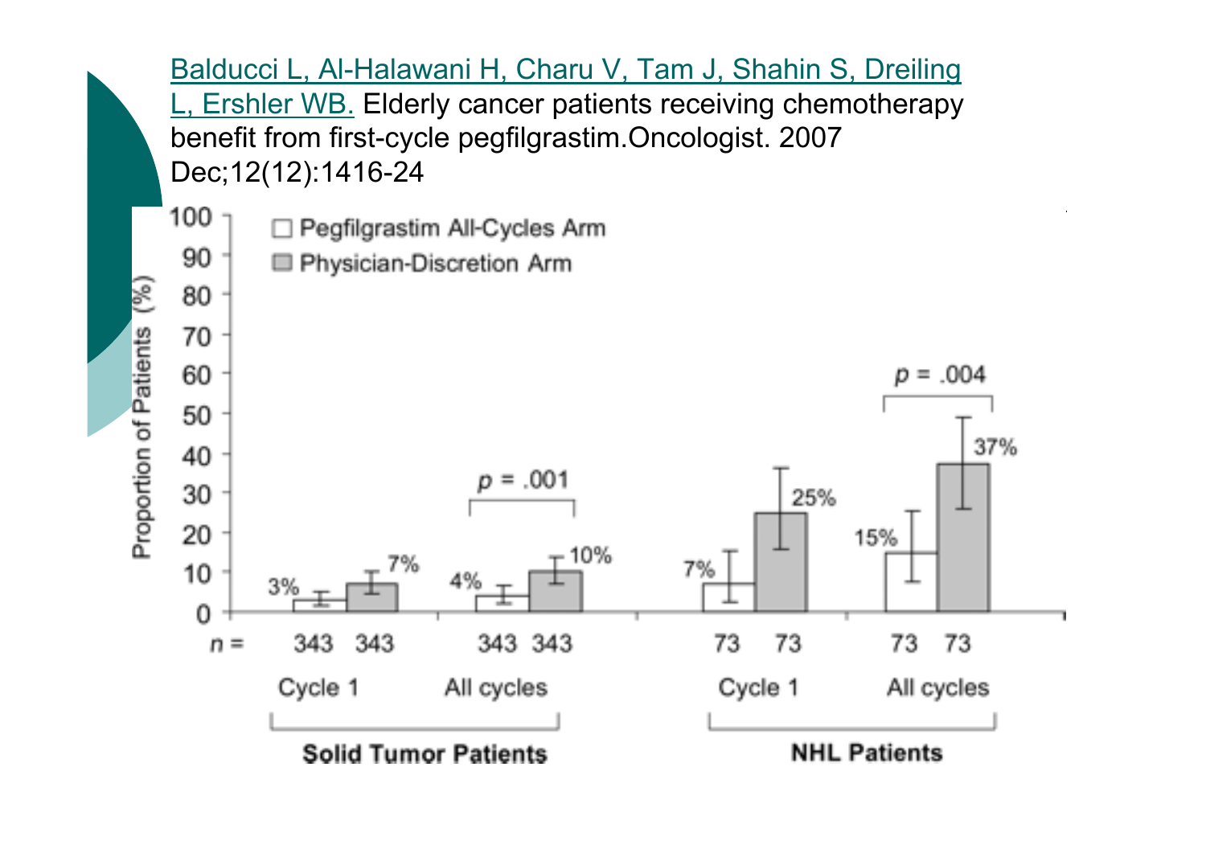Balducci L, Al-Halawani H, Charu V, Tam J, Shahin S, Dreiling L, Ershler WB. Elderly cancer patients receiving chemotherapy benefit from first-cycle pegfilgrastim. Oncologist. 2007 Dec;12(12):1416-24

| | | Solid Tumor Patients | | NHL Patients | |
|---|---|---|---|---|---|
| | | Cycle 1 | All cycles | Cycle 1 | All cycles |
| Pegfilgrastim All-Cycles Arm | Proportion of Patients (%) | 3% | 4% | 7% | 15% |
| | n = | 343 | 343 | 73 | 73 |
| Physician-Discretion Arm | Proportion of Patients (%) | 7% | 10% | 25% | 37% |
| | n = | 343 | 343 | 73 | 73 |
| | p | | $p = .001$ | | $p = .004$ |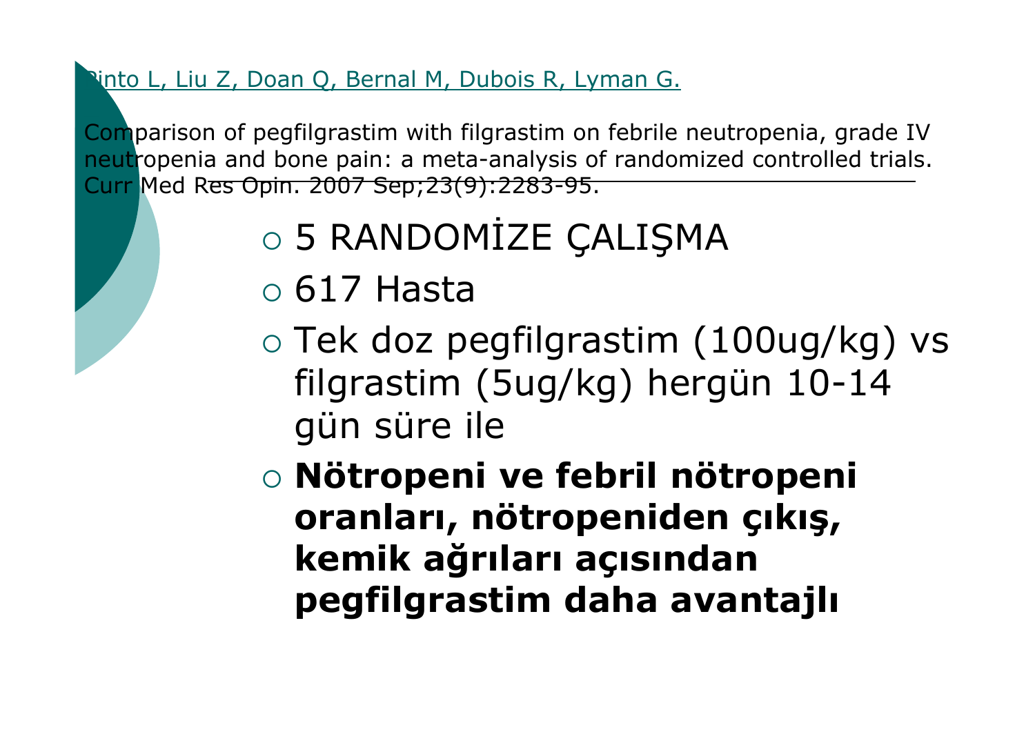Pinto L, Liu Z, Doan Q, Bernal M, Dubois R, Lyman G.

Comparison of pegfilgrastim with filgrastim on febrile neutropenia, grade IV neutropenia and bone pain: a meta-analysis of randomized controlled trials. Curr Med Res Opin. 2007 Sep;23(9):2283-95.

- 5 RANDOMİZE ÇALIŞMA
- 617 Hasta
- Tek doz pegfilgrastim (100ug/kg) vs filgrastim (5ug/kg) hergün 10-14 gün süre ile
- **Nötropeni ve febril nötropeni oranları, nötropeniden çıkış, kemik ağrıları açısından pegfilgrastim daha avantajlı**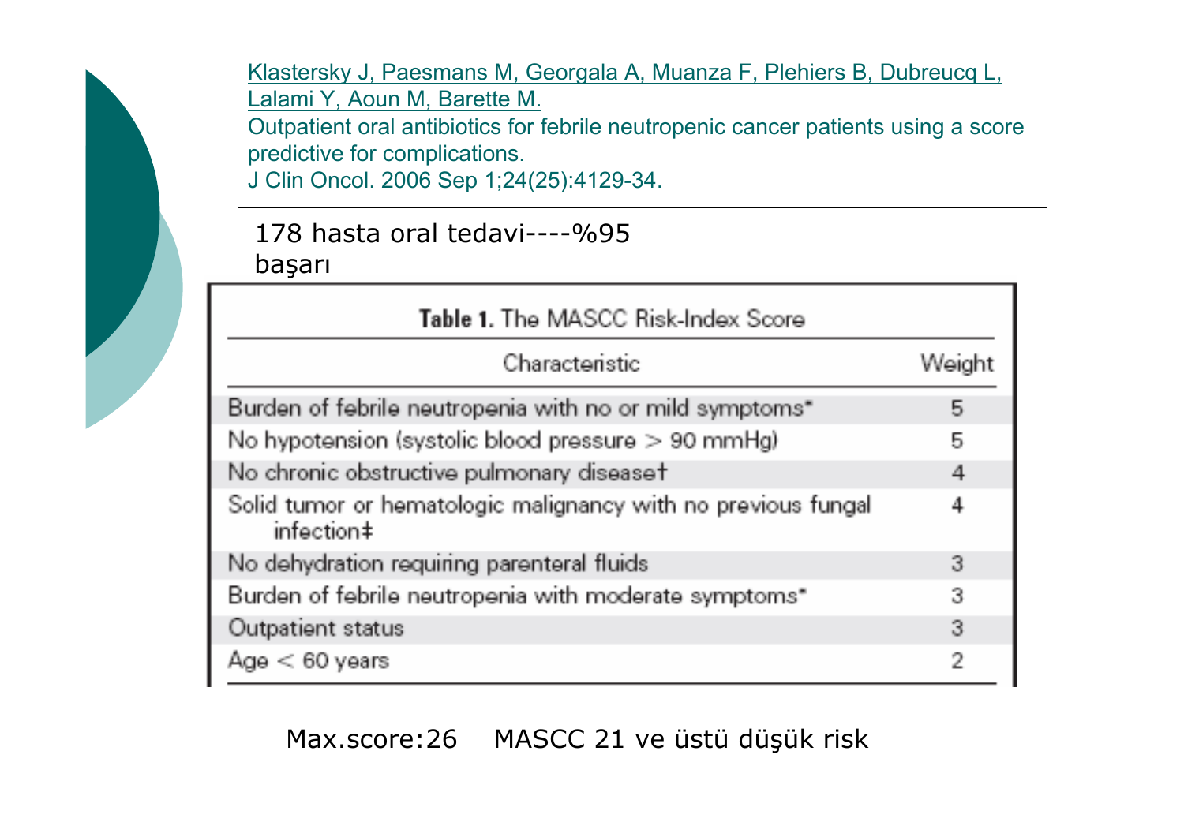Klastersky J, Paesmans M, Georgala A, Muanza F, Plehiers B, Dubreucq L, Lalami Y, Aoun M, Barette M.

Outpatient oral antibiotics for febrile neutropenic cancer patients using a score predictive for complications.

J Clin Oncol. 2006 Sep 1;24(25):4129-34.

178 hasta oral tedavi----%95 başarı

**Table 1.** The MASCC Risk-Index Score

| Characteristic | Weight |
|---|---|
| Burden of febrile neutropenia with no or mild symptoms* | 5 |
| No hypotension (systolic blood pressure > 90 mmHg) | 5 |
| No chronic obstructive pulmonary disease† | 4 |
| Solid tumor or hematologic malignancy with no previous fungal infection‡ | 4 |
| No dehydration requiring parenteral fluids | 3 |
| Burden of febrile neutropenia with moderate symptoms* | 3 |
| Outpatient status | 3 |
| Age < 60 years | 2 |

Max.score:26 MASCC 21 ve üstü düşük risk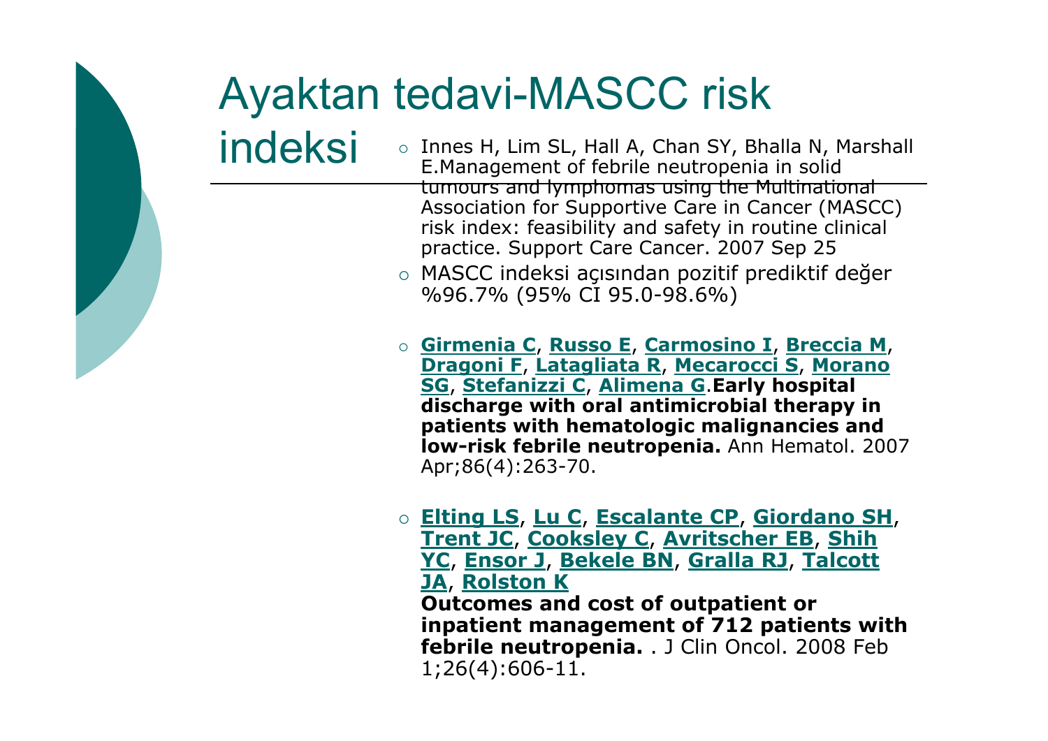# Ayaktan tedavi-MASCC risk indeksi

- Innes H, Lim SL, Hall A, Chan SY, Bhalla N, Marshall E.Management of febrile neutropenia in solid tumours and lymphomas using the Multinational Association for Supportive Care in Cancer (MASCC) risk index: feasibility and safety in routine clinical practice. Support Care Cancer. 2007 Sep 25
- MASCC indeksi açısından pozitif prediktif değer %96.7% (95% CI 95.0-98.6%)

- **Girmenia C**, **Russo E**, **Carmosino I**, **Breccia M**, **Dragoni F**, **Latagliata R**, **Mecarocci S**, **Morano SG**, **Stefanizzi C**, **Alimena G**.**Early hospital discharge with oral antimicrobial therapy in patients with hematologic malignancies and low-risk febrile neutropenia.** Ann Hematol. 2007 Apr;86(4):263-70.

- **Elting LS**, **Lu C**, **Escalante CP**, **Giordano SH**, **Trent JC**, **Cooksley C**, **Avritscher EB**, **Shih YC**, **Ensor J**, **Bekele BN**, **Gralla RJ**, **Talcott JA**, **Rolston K**
  **Outcomes and cost of outpatient or inpatient management of 712 patients with febrile neutropenia.** . J Clin Oncol. 2008 Feb 1;26(4):606-11.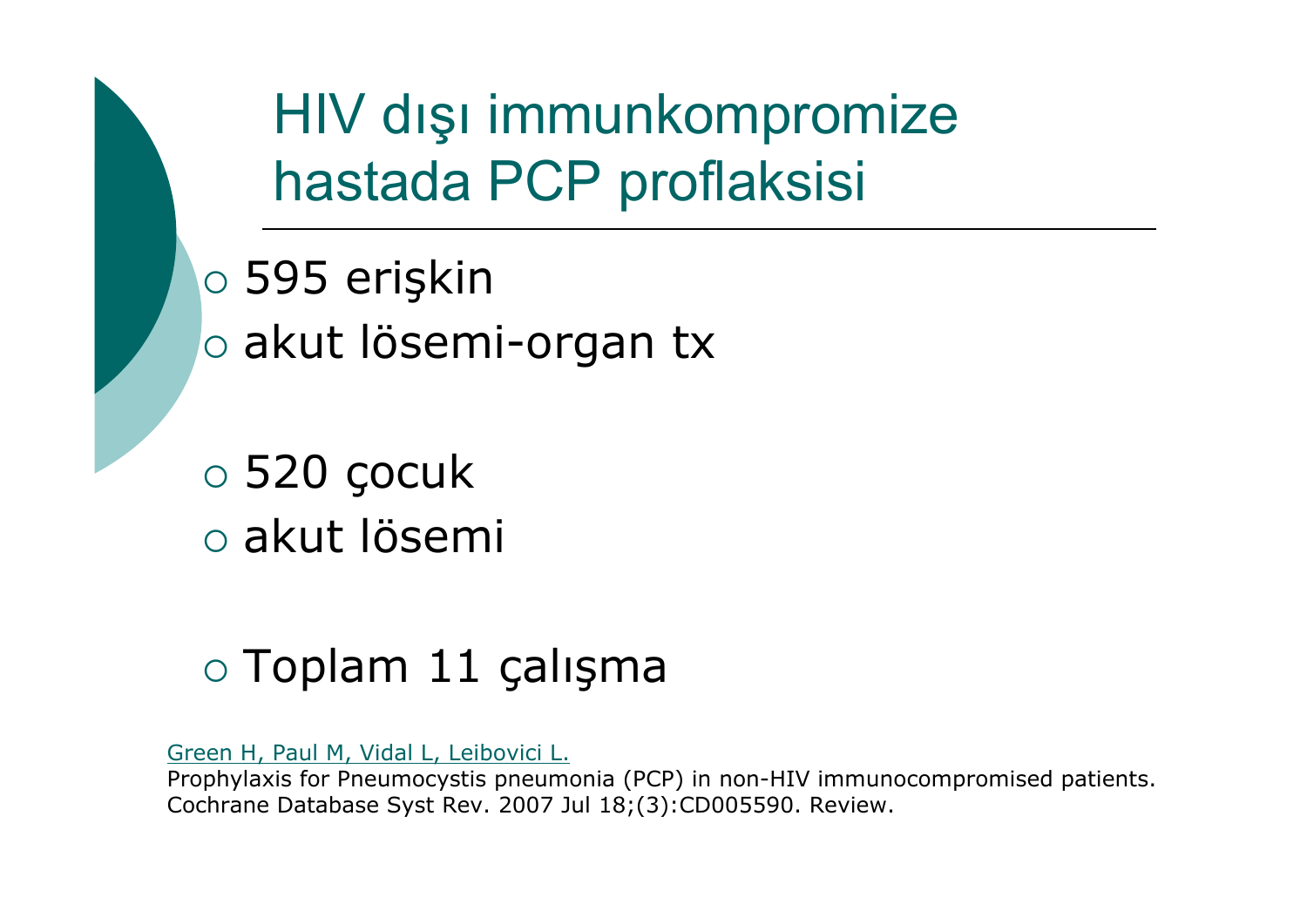# HIV dışı immunkompromize hastada PCP proflaksisi

- 595 erişkin
- akut lösemi-organ tx

- 520 çocuk
- akut lösemi

- Toplam 11 çalışma

Green H, Paul M, Vidal L, Leibovici L.
Prophylaxis for Pneumocystis pneumonia (PCP) in non-HIV immunocompromised patients. Cochrane Database Syst Rev. 2007 Jul 18;(3):CD005590. Review.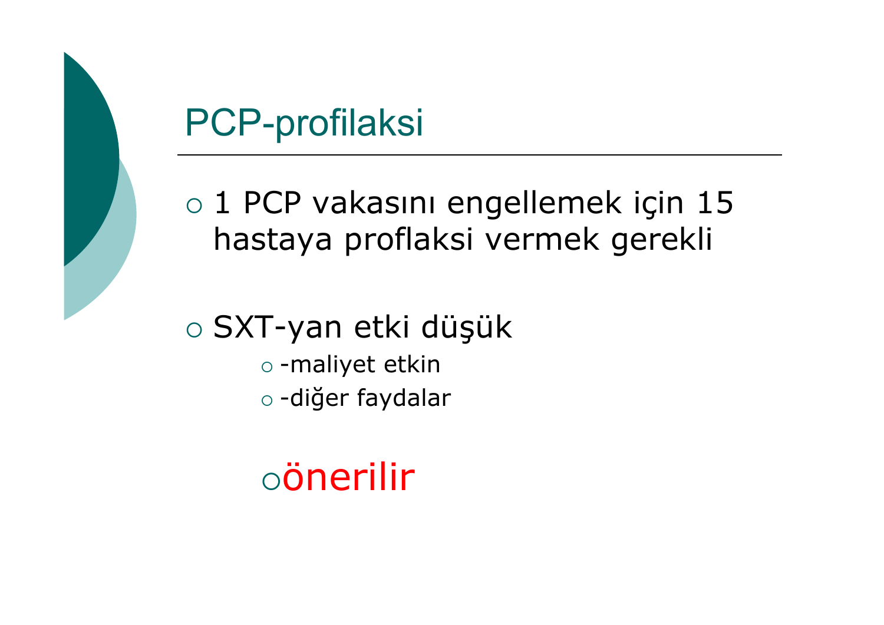# PCP-profilaksi

- 1 PCP vakasını engellemek için 15 hastaya proflaksi vermek gerekli

- SXT-yan etki düşük
  - -maliyet etkin
  - -diğer faydalar

  - önerilir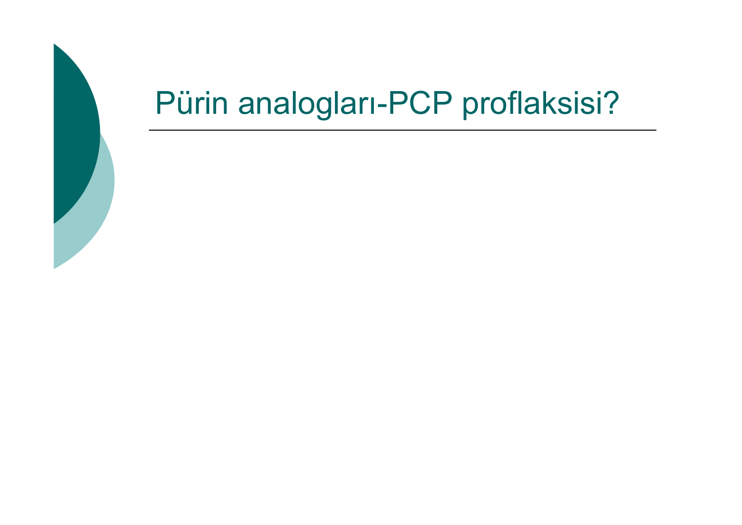# Pürin analogları-PCP proflaksisi?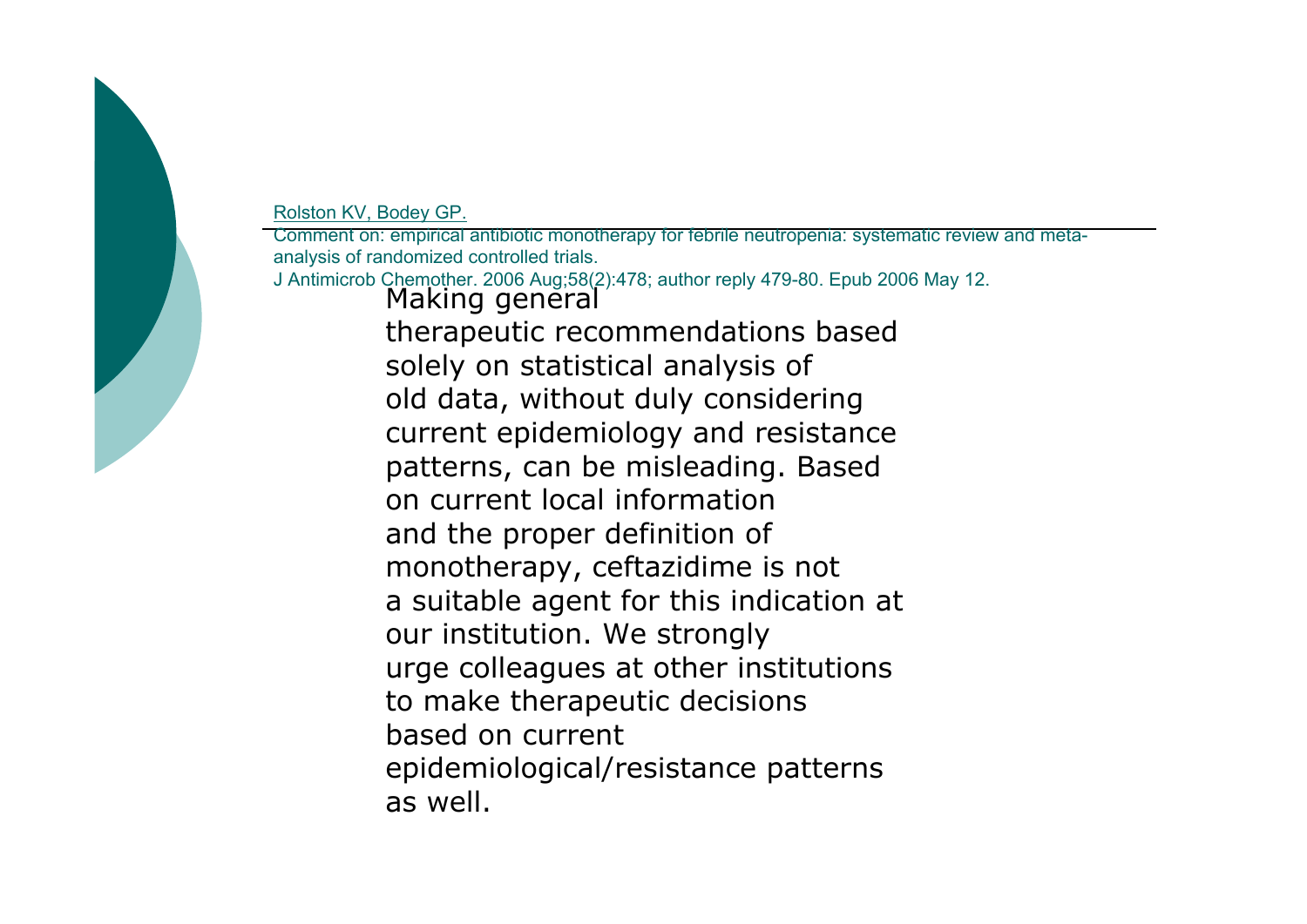Rolston KV, Bodey GP.

Comment on: empirical antibiotic monotherapy for febrile neutropenia: systematic review and meta-analysis of randomized controlled trials.

J Antimicrob Chemother. 2006 Aug;58(2):478; author reply 479-80. Epub 2006 May 12.

Making general therapeutic recommendations based solely on statistical analysis of old data, without duly considering current epidemiology and resistance patterns, can be misleading. Based on current local information and the proper definition of monotherapy, ceftazidime is not a suitable agent for this indication at our institution. We strongly urge colleagues at other institutions to make therapeutic decisions based on current epidemiological/resistance patterns as well.